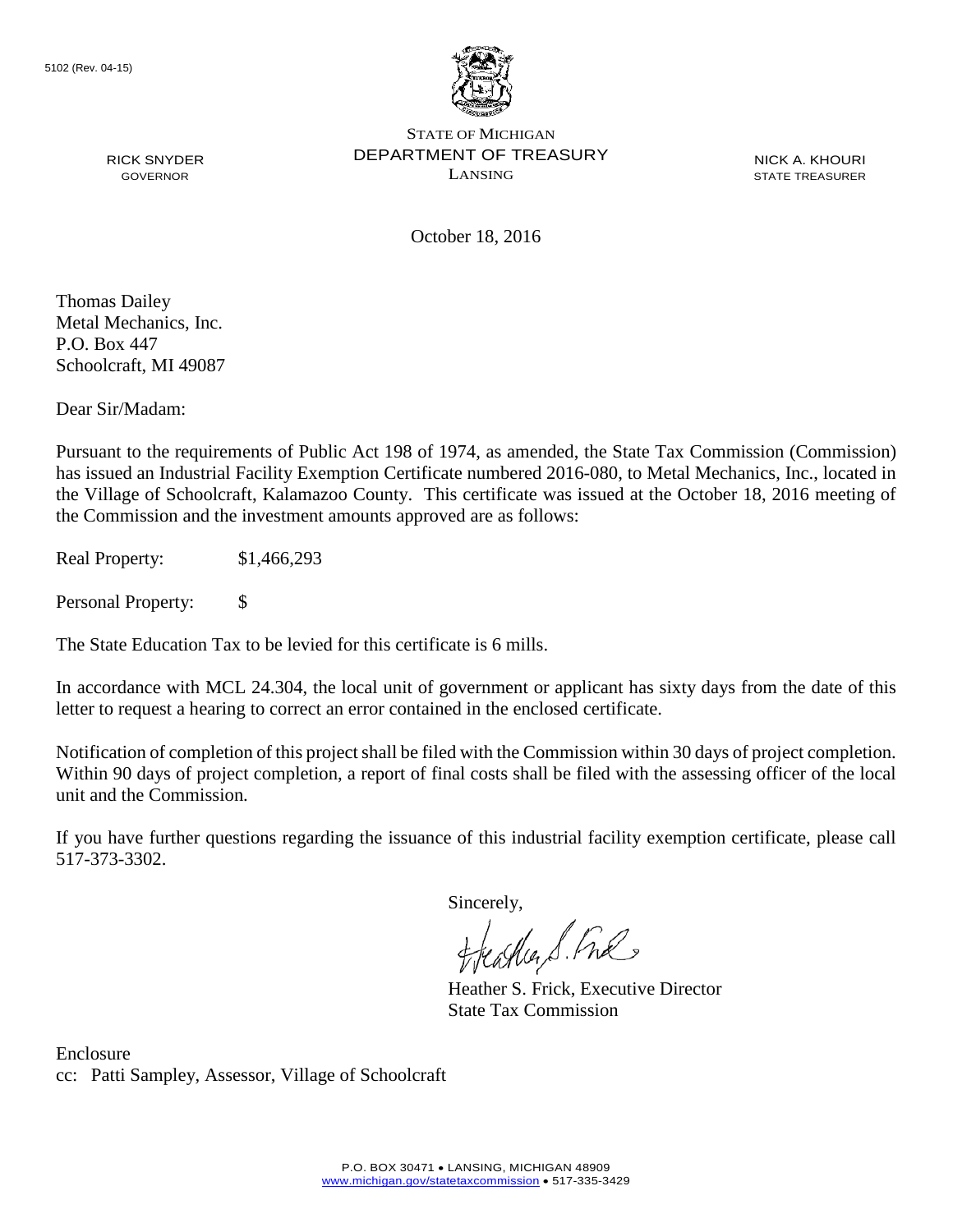5102 (Rev. 04-15)

STATE OF MICHIGAN
DEPARTMENT OF TREASURY
LANSING

RICK SNYDER
GOVERNOR

NICK A. KHOURI
STATE TREASURER

October 18, 2016

Thomas Dailey
Metal Mechanics, Inc.
P.O. Box 447
Schoolcraft, MI 49087

Dear Sir/Madam:

Pursuant to the requirements of Public Act 198 of 1974, as amended, the State Tax Commission (Commission) has issued an Industrial Facility Exemption Certificate numbered 2016-080, to Metal Mechanics, Inc., located in the Village of Schoolcraft, Kalamazoo County. This certificate was issued at the October 18, 2016 meeting of the Commission and the investment amounts approved are as follows:

Real Property: $1,466,293

Personal Property: $

The State Education Tax to be levied for this certificate is 6 mills.

In accordance with MCL 24.304, the local unit of government or applicant has sixty days from the date of this letter to request a hearing to correct an error contained in the enclosed certificate.

Notification of completion of this project shall be filed with the Commission within 30 days of project completion. Within 90 days of project completion, a report of final costs shall be filed with the assessing officer of the local unit and the Commission.

If you have further questions regarding the issuance of this industrial facility exemption certificate, please call 517-373-3302.

Sincerely,

Heather S. Frick, Executive Director
State Tax Commission

Enclosure
cc: Patti Sampley, Assessor, Village of Schoolcraft

P.O. BOX 30471 • LANSING, MICHIGAN 48909
www.michigan.gov/statetaxcommission • 517-335-3429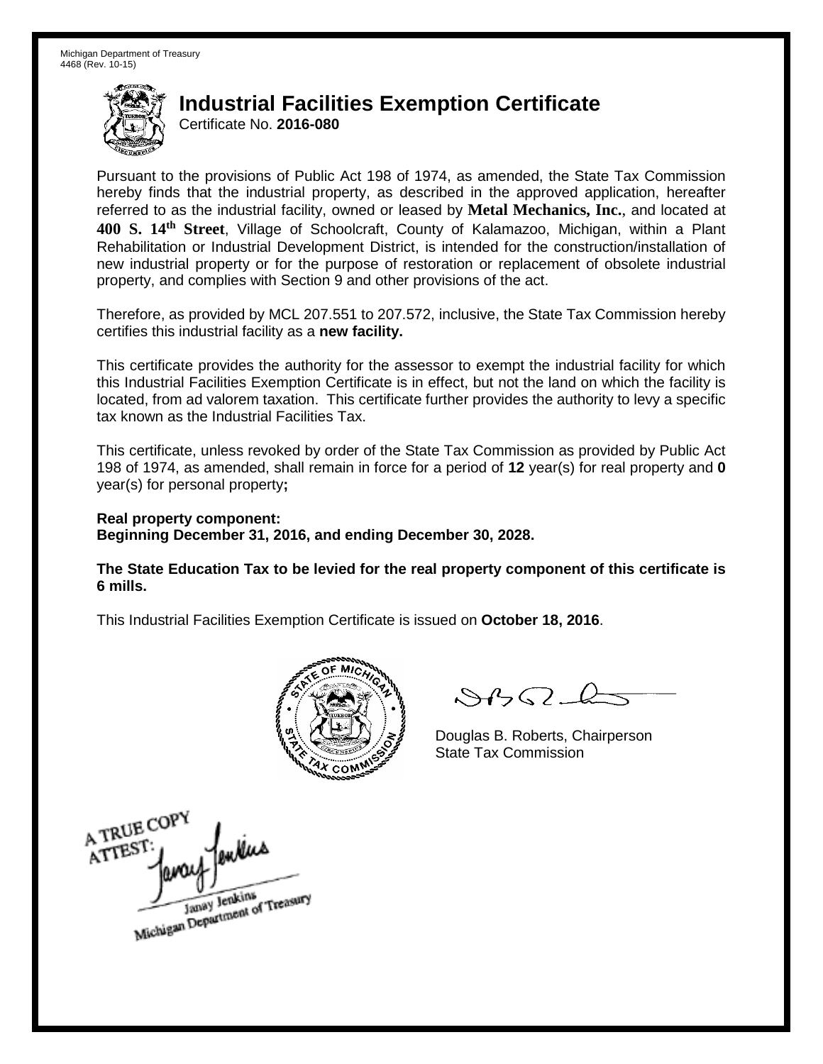Michigan Department of Treasury
4468 (Rev. 10-15)

# Industrial Facilities Exemption Certificate

Certificate No. **2016-080**

Pursuant to the provisions of Public Act 198 of 1974, as amended, the State Tax Commission hereby finds that the industrial property, as described in the approved application, hereafter referred to as the industrial facility, owned or leased by **Metal Mechanics, Inc.**, and located at **400 S. 14th Street**, Village of Schoolcraft, County of Kalamazoo, Michigan, within a Plant Rehabilitation or Industrial Development District, is intended for the construction/installation of new industrial property or for the purpose of restoration or replacement of obsolete industrial property, and complies with Section 9 and other provisions of the act.

Therefore, as provided by MCL 207.551 to 207.572, inclusive, the State Tax Commission hereby certifies this industrial facility as a **new facility.**

This certificate provides the authority for the assessor to exempt the industrial facility for which this Industrial Facilities Exemption Certificate is in effect, but not the land on which the facility is located, from ad valorem taxation. This certificate further provides the authority to levy a specific tax known as the Industrial Facilities Tax.

This certificate, unless revoked by order of the State Tax Commission as provided by Public Act 198 of 1974, as amended, shall remain in force for a period of **12** year(s) for real property and **0** year(s) for personal property**;**

**Real property component:**
**Beginning December 31, 2016, and ending December 30, 2028.**

**The State Education Tax to be levied for the real property component of this certificate is 6 mills.**

This Industrial Facilities Exemption Certificate is issued on **October 18, 2016**.

Douglas B. Roberts, Chairperson
State Tax Commission

A TRUE COPY
ATTEST:
Janay Jenkins
Michigan Department of Treasury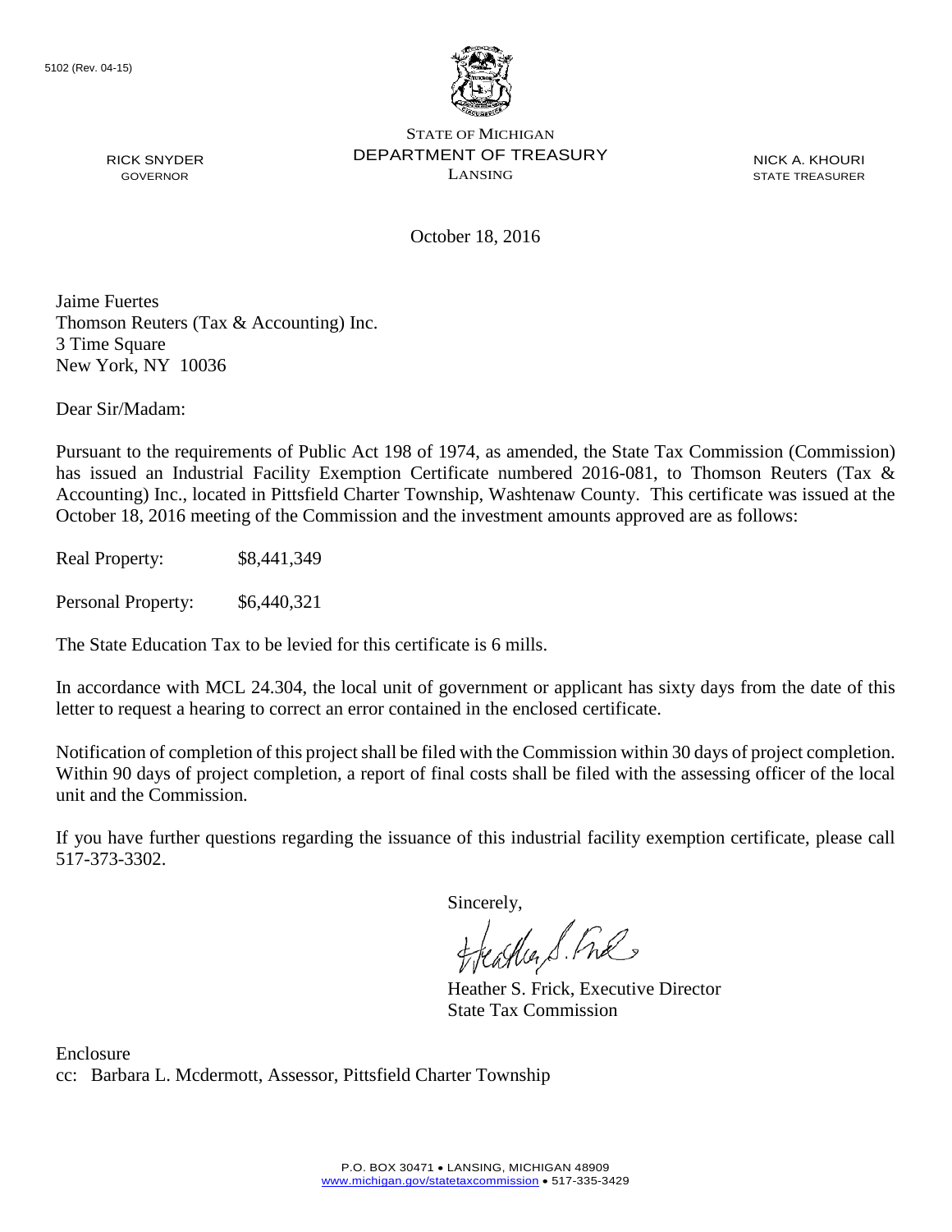5102 (Rev. 04-15)

STATE OF MICHIGAN
DEPARTMENT OF TREASURY
LANSING

RICK SNYDER
GOVERNOR

NICK A. KHOURI
STATE TREASURER

October 18, 2016

Jaime Fuertes
Thomson Reuters (Tax & Accounting) Inc.
3 Time Square
New York, NY 10036

Dear Sir/Madam:

Pursuant to the requirements of Public Act 198 of 1974, as amended, the State Tax Commission (Commission) has issued an Industrial Facility Exemption Certificate numbered 2016-081, to Thomson Reuters (Tax & Accounting) Inc., located in Pittsfield Charter Township, Washtenaw County. This certificate was issued at the October 18, 2016 meeting of the Commission and the investment amounts approved are as follows:

Real Property: $8,441,349

Personal Property: $6,440,321

The State Education Tax to be levied for this certificate is 6 mills.

In accordance with MCL 24.304, the local unit of government or applicant has sixty days from the date of this letter to request a hearing to correct an error contained in the enclosed certificate.

Notification of completion of this project shall be filed with the Commission within 30 days of project completion. Within 90 days of project completion, a report of final costs shall be filed with the assessing officer of the local unit and the Commission.

If you have further questions regarding the issuance of this industrial facility exemption certificate, please call 517-373-3302.

Sincerely,

Heather S. Frick, Executive Director
State Tax Commission

Enclosure
cc: Barbara L. Mcdermott, Assessor, Pittsfield Charter Township

P.O. BOX 30471 • LANSING, MICHIGAN 48909
www.michigan.gov/statetaxcommission • 517-335-3429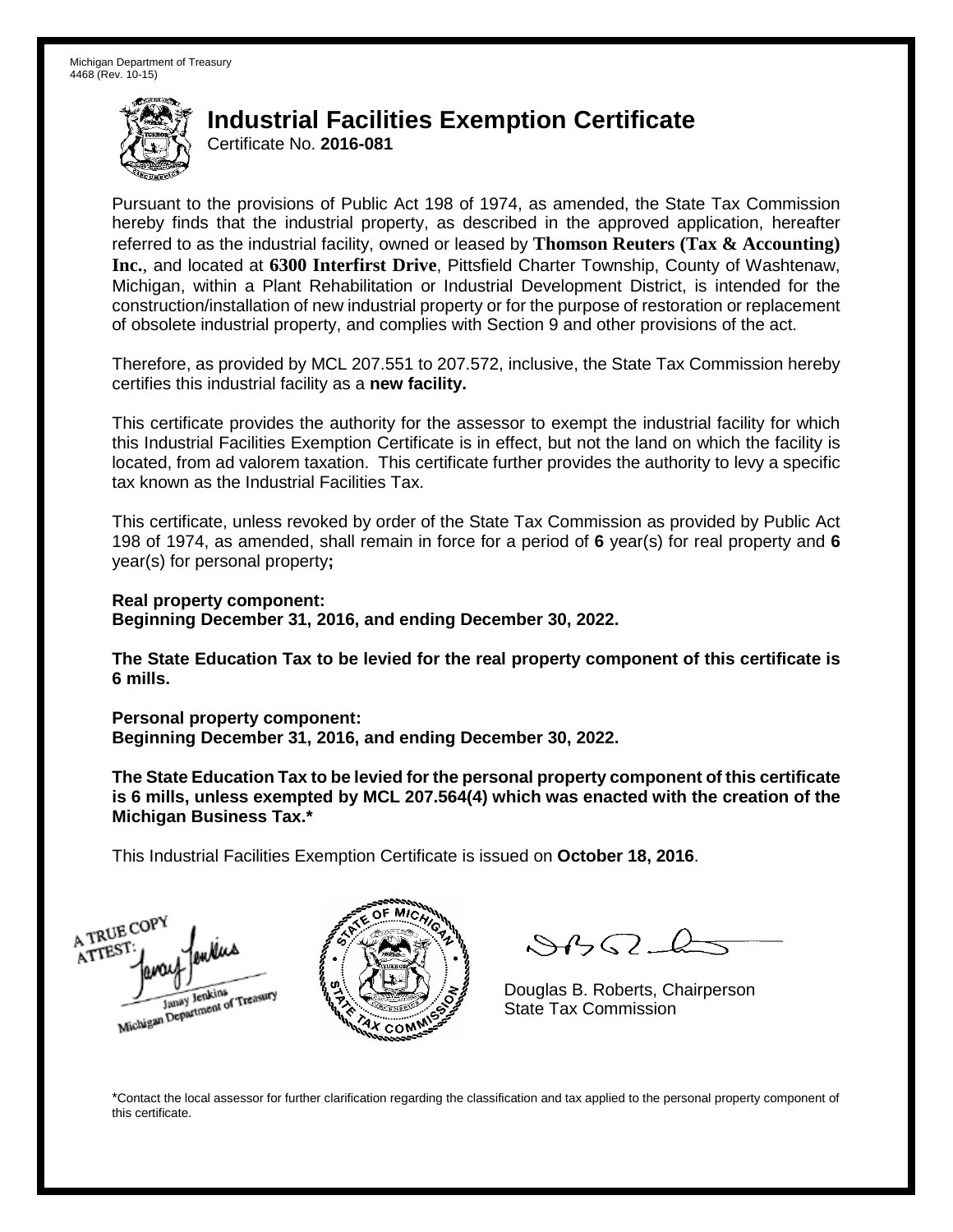Michigan Department of Treasury
4468 (Rev. 10-15)

# Industrial Facilities Exemption Certificate

Certificate No. **2016-081**

Pursuant to the provisions of Public Act 198 of 1974, as amended, the State Tax Commission hereby finds that the industrial property, as described in the approved application, hereafter referred to as the industrial facility, owned or leased by **Thomson Reuters (Tax & Accounting) Inc.**, and located at **6300 Interfirst Drive**, Pittsfield Charter Township, County of Washtenaw, Michigan, within a Plant Rehabilitation or Industrial Development District, is intended for the construction/installation of new industrial property or for the purpose of restoration or replacement of obsolete industrial property, and complies with Section 9 and other provisions of the act.

Therefore, as provided by MCL 207.551 to 207.572, inclusive, the State Tax Commission hereby certifies this industrial facility as a **new facility.**

This certificate provides the authority for the assessor to exempt the industrial facility for which this Industrial Facilities Exemption Certificate is in effect, but not the land on which the facility is located, from ad valorem taxation. This certificate further provides the authority to levy a specific tax known as the Industrial Facilities Tax.

This certificate, unless revoked by order of the State Tax Commission as provided by Public Act 198 of 1974, as amended, shall remain in force for a period of **6** year(s) for real property and **6** year(s) for personal property**;**

**Real property component:**
**Beginning December 31, 2016, and ending December 30, 2022.**

**The State Education Tax to be levied for the real property component of this certificate is 6 mills.**

**Personal property component:**
**Beginning December 31, 2016, and ending December 30, 2022.**

**The State Education Tax to be levied for the personal property component of this certificate is 6 mills, unless exempted by MCL 207.564(4) which was enacted with the creation of the Michigan Business Tax.***

This Industrial Facilities Exemption Certificate is issued on **October 18, 2016**.

A TRUE COPY
ATTEST:
Janay Jenkins
Michigan Department of Treasury

Douglas B. Roberts, Chairperson
State Tax Commission

*Contact the local assessor for further clarification regarding the classification and tax applied to the personal property component of this certificate.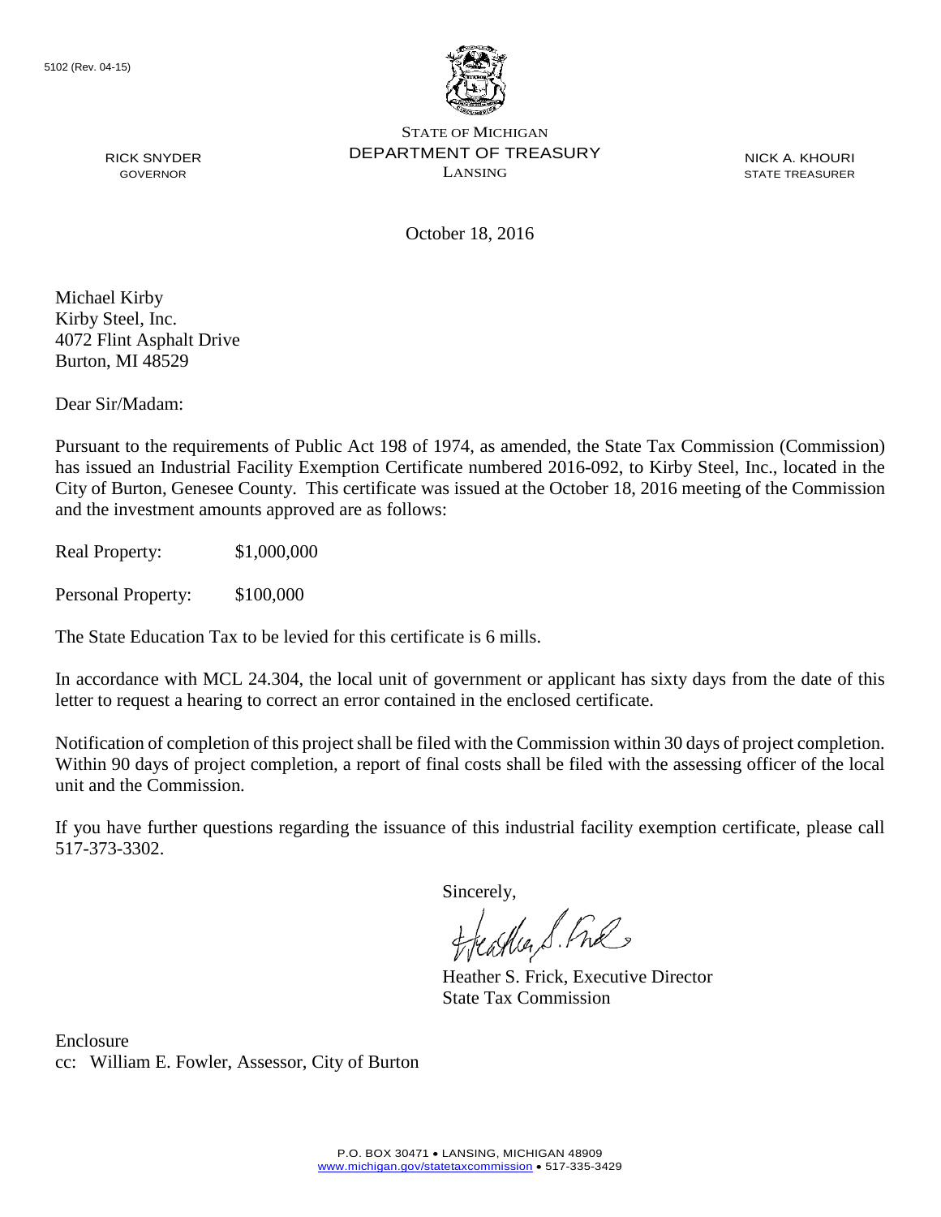5102 (Rev. 04-15)

STATE OF MICHIGAN
DEPARTMENT OF TREASURY
LANSING

RICK SNYDER
GOVERNOR

NICK A. KHOURI
STATE TREASURER

October 18, 2016

Michael Kirby
Kirby Steel, Inc.
4072 Flint Asphalt Drive
Burton, MI 48529

Dear Sir/Madam:

Pursuant to the requirements of Public Act 198 of 1974, as amended, the State Tax Commission (Commission) has issued an Industrial Facility Exemption Certificate numbered 2016-092, to Kirby Steel, Inc., located in the City of Burton, Genesee County. This certificate was issued at the October 18, 2016 meeting of the Commission and the investment amounts approved are as follows:

Real Property: $1,000,000

Personal Property: $100,000

The State Education Tax to be levied for this certificate is 6 mills.

In accordance with MCL 24.304, the local unit of government or applicant has sixty days from the date of this letter to request a hearing to correct an error contained in the enclosed certificate.

Notification of completion of this project shall be filed with the Commission within 30 days of project completion. Within 90 days of project completion, a report of final costs shall be filed with the assessing officer of the local unit and the Commission.

If you have further questions regarding the issuance of this industrial facility exemption certificate, please call 517-373-3302.

Sincerely,

Heather S. Frick, Executive Director
State Tax Commission

Enclosure
cc: William E. Fowler, Assessor, City of Burton

P.O. BOX 30471 • LANSING, MICHIGAN 48909
www.michigan.gov/statetaxcommission • 517-335-3429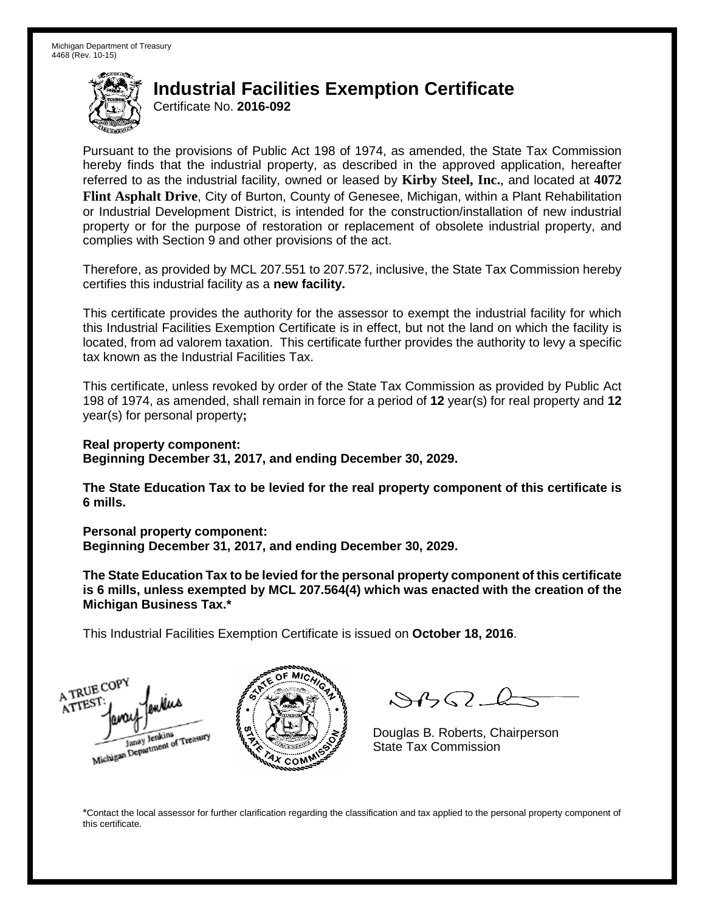Michigan Department of Treasury
4468 (Rev. 10-15)

# Industrial Facilities Exemption Certificate

Certificate No. **2016-092**

Pursuant to the provisions of Public Act 198 of 1974, as amended, the State Tax Commission hereby finds that the industrial property, as described in the approved application, hereafter referred to as the industrial facility, owned or leased by **Kirby Steel, Inc.**, and located at **4072 Flint Asphalt Drive**, City of Burton, County of Genesee, Michigan, within a Plant Rehabilitation or Industrial Development District, is intended for the construction/installation of new industrial property or for the purpose of restoration or replacement of obsolete industrial property, and complies with Section 9 and other provisions of the act.

Therefore, as provided by MCL 207.551 to 207.572, inclusive, the State Tax Commission hereby certifies this industrial facility as a **new facility.**

This certificate provides the authority for the assessor to exempt the industrial facility for which this Industrial Facilities Exemption Certificate is in effect, but not the land on which the facility is located, from ad valorem taxation. This certificate further provides the authority to levy a specific tax known as the Industrial Facilities Tax.

This certificate, unless revoked by order of the State Tax Commission as provided by Public Act 198 of 1974, as amended, shall remain in force for a period of **12** year(s) for real property and **12** year(s) for personal property**;**

**Real property component:**
**Beginning December 31, 2017, and ending December 30, 2029.**

**The State Education Tax to be levied for the real property component of this certificate is 6 mills.**

**Personal property component:**
**Beginning December 31, 2017, and ending December 30, 2029.**

**The State Education Tax to be levied for the personal property component of this certificate is 6 mills, unless exempted by MCL 207.564(4) which was enacted with the creation of the Michigan Business Tax.***

This Industrial Facilities Exemption Certificate is issued on **October 18, 2016**.

A TRUE COPY
ATTEST:
Janay Jenkins
Michigan Department of Treasury

Douglas B. Roberts, Chairperson
State Tax Commission

*Contact the local assessor for further clarification regarding the classification and tax applied to the personal property component of this certificate.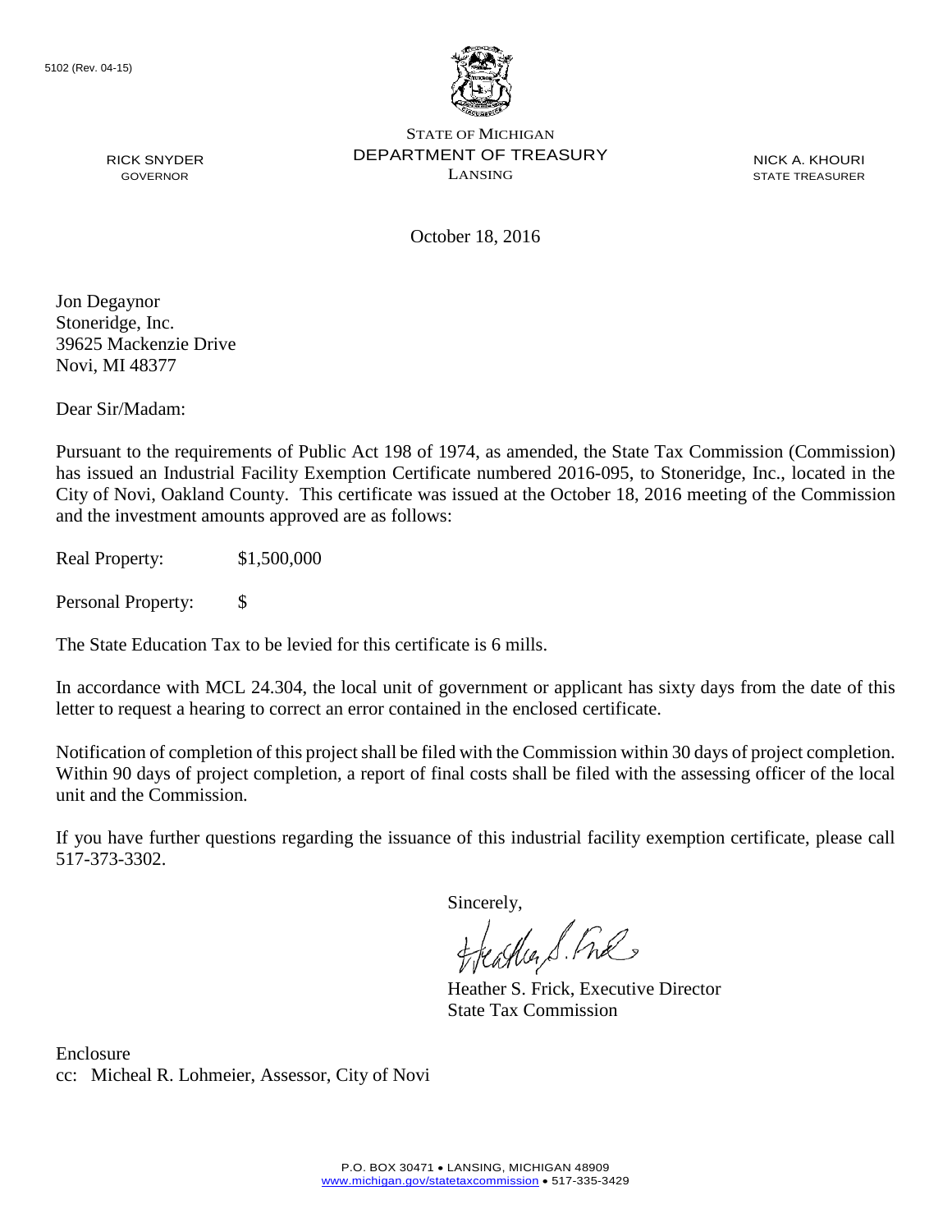5102 (Rev. 04-15)

STATE OF MICHIGAN
DEPARTMENT OF TREASURY
LANSING

RICK SNYDER
GOVERNOR

NICK A. KHOURI
STATE TREASURER

October 18, 2016

Jon Degaynor
Stoneridge, Inc.
39625 Mackenzie Drive
Novi, MI 48377

Dear Sir/Madam:

Pursuant to the requirements of Public Act 198 of 1974, as amended, the State Tax Commission (Commission) has issued an Industrial Facility Exemption Certificate numbered 2016-095, to Stoneridge, Inc., located in the City of Novi, Oakland County. This certificate was issued at the October 18, 2016 meeting of the Commission and the investment amounts approved are as follows:

Real Property: $1,500,000

Personal Property: $

The State Education Tax to be levied for this certificate is 6 mills.

In accordance with MCL 24.304, the local unit of government or applicant has sixty days from the date of this letter to request a hearing to correct an error contained in the enclosed certificate.

Notification of completion of this project shall be filed with the Commission within 30 days of project completion. Within 90 days of project completion, a report of final costs shall be filed with the assessing officer of the local unit and the Commission.

If you have further questions regarding the issuance of this industrial facility exemption certificate, please call 517-373-3302.

Sincerely,

Heather S. Frick, Executive Director
State Tax Commission

Enclosure
cc: Micheal R. Lohmeier, Assessor, City of Novi

P.O. BOX 30471 • LANSING, MICHIGAN 48909
www.michigan.gov/statetaxcommission • 517-335-3429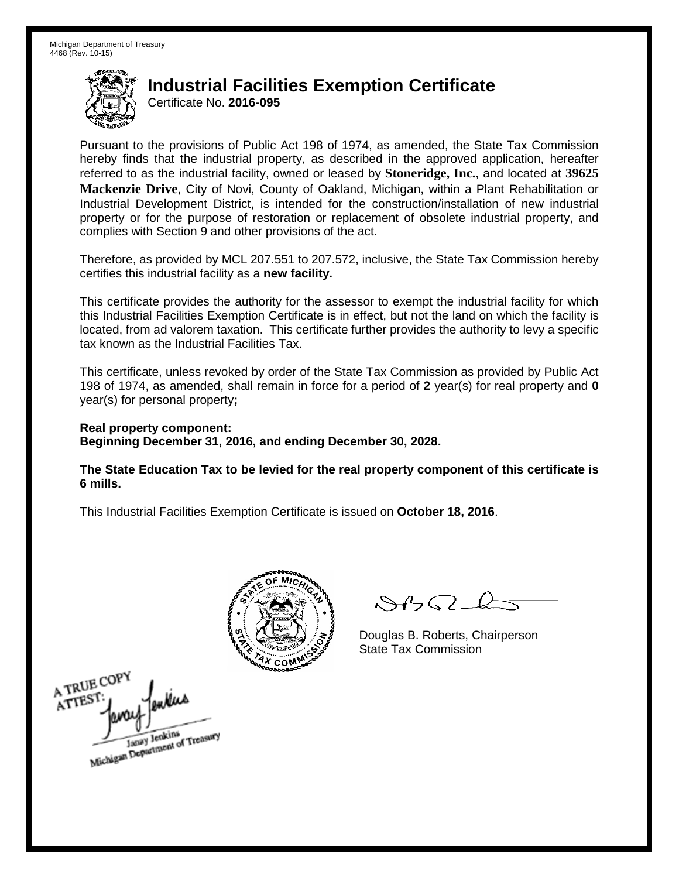Michigan Department of Treasury
4468 (Rev. 10-15)

# Industrial Facilities Exemption Certificate

Certificate No. **2016-095**

Pursuant to the provisions of Public Act 198 of 1974, as amended, the State Tax Commission hereby finds that the industrial property, as described in the approved application, hereafter referred to as the industrial facility, owned or leased by **Stoneridge, Inc.**, and located at **39625 Mackenzie Drive**, City of Novi, County of Oakland, Michigan, within a Plant Rehabilitation or Industrial Development District, is intended for the construction/installation of new industrial property or for the purpose of restoration or replacement of obsolete industrial property, and complies with Section 9 and other provisions of the act.

Therefore, as provided by MCL 207.551 to 207.572, inclusive, the State Tax Commission hereby certifies this industrial facility as a **new facility.**

This certificate provides the authority for the assessor to exempt the industrial facility for which this Industrial Facilities Exemption Certificate is in effect, but not the land on which the facility is located, from ad valorem taxation. This certificate further provides the authority to levy a specific tax known as the Industrial Facilities Tax.

This certificate, unless revoked by order of the State Tax Commission as provided by Public Act 198 of 1974, as amended, shall remain in force for a period of **2** year(s) for real property and **0** year(s) for personal property**;**

**Real property component:**
**Beginning December 31, 2016, and ending December 30, 2028.**

**The State Education Tax to be levied for the real property component of this certificate is 6 mills.**

This Industrial Facilities Exemption Certificate is issued on **October 18, 2016**.

Douglas B. Roberts, Chairperson
State Tax Commission

A TRUE COPY
ATTEST:
Janay Jenkins
Michigan Department of Treasury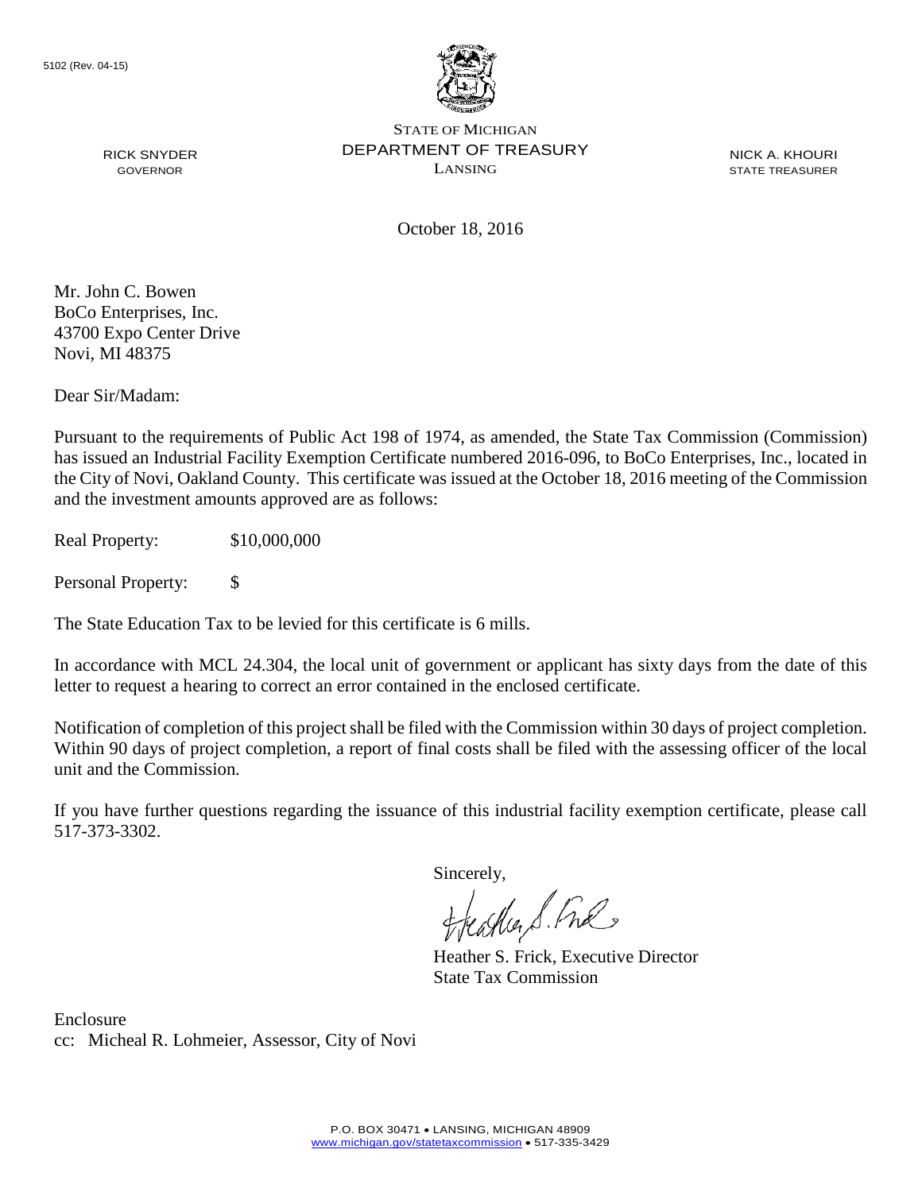5102 (Rev. 04-15)

RICK SNYDER
GOVERNOR

STATE OF MICHIGAN
DEPARTMENT OF TREASURY
LANSING

NICK A. KHOURI
STATE TREASURER

October 18, 2016

Mr. John C. Bowen
BoCo Enterprises, Inc.
43700 Expo Center Drive
Novi, MI 48375

Dear Sir/Madam:

Pursuant to the requirements of Public Act 198 of 1974, as amended, the State Tax Commission (Commission) has issued an Industrial Facility Exemption Certificate numbered 2016-096, to BoCo Enterprises, Inc., located in the City of Novi, Oakland County. This certificate was issued at the October 18, 2016 meeting of the Commission and the investment amounts approved are as follows:

Real Property: $10,000,000

Personal Property: $

The State Education Tax to be levied for this certificate is 6 mills.

In accordance with MCL 24.304, the local unit of government or applicant has sixty days from the date of this letter to request a hearing to correct an error contained in the enclosed certificate.

Notification of completion of this project shall be filed with the Commission within 30 days of project completion. Within 90 days of project completion, a report of final costs shall be filed with the assessing officer of the local unit and the Commission.

If you have further questions regarding the issuance of this industrial facility exemption certificate, please call 517-373-3302.

Sincerely,

Heather S. Frick, Executive Director
State Tax Commission

Enclosure
cc: Micheal R. Lohmeier, Assessor, City of Novi

P.O. BOX 30471 • LANSING, MICHIGAN 48909
www.michigan.gov/statetaxcommission • 517-335-3429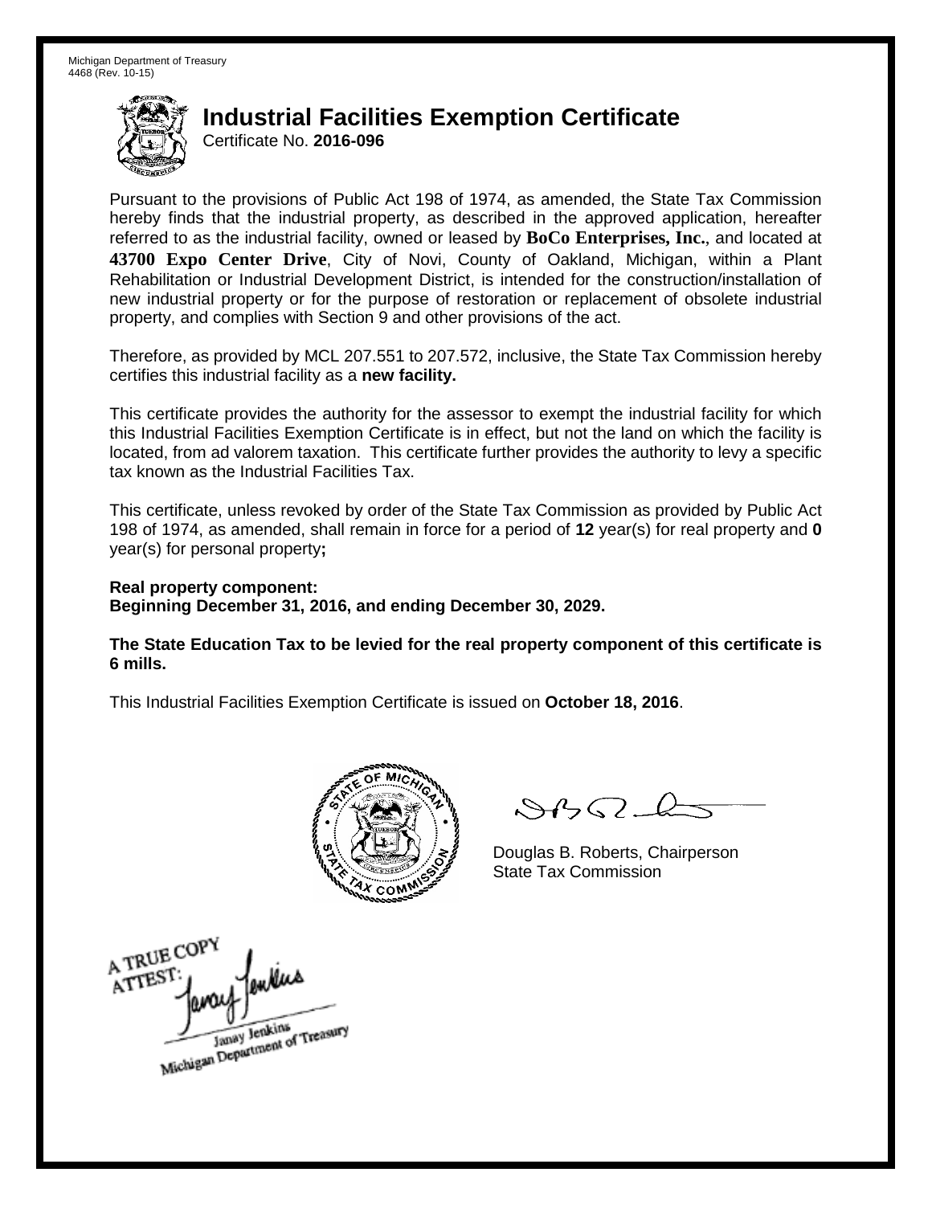Michigan Department of Treasury
4468 (Rev. 10-15)

# Industrial Facilities Exemption Certificate

Certificate No. **2016-096**

Pursuant to the provisions of Public Act 198 of 1974, as amended, the State Tax Commission hereby finds that the industrial property, as described in the approved application, hereafter referred to as the industrial facility, owned or leased by **BoCo Enterprises, Inc.**, and located at **43700 Expo Center Drive**, City of Novi, County of Oakland, Michigan, within a Plant Rehabilitation or Industrial Development District, is intended for the construction/installation of new industrial property or for the purpose of restoration or replacement of obsolete industrial property, and complies with Section 9 and other provisions of the act.

Therefore, as provided by MCL 207.551 to 207.572, inclusive, the State Tax Commission hereby certifies this industrial facility as a **new facility.**

This certificate provides the authority for the assessor to exempt the industrial facility for which this Industrial Facilities Exemption Certificate is in effect, but not the land on which the facility is located, from ad valorem taxation. This certificate further provides the authority to levy a specific tax known as the Industrial Facilities Tax.

This certificate, unless revoked by order of the State Tax Commission as provided by Public Act 198 of 1974, as amended, shall remain in force for a period of **12** year(s) for real property and **0** year(s) for personal property**;**

**Real property component:**
**Beginning December 31, 2016, and ending December 30, 2029.**

**The State Education Tax to be levied for the real property component of this certificate is 6 mills.**

This Industrial Facilities Exemption Certificate is issued on **October 18, 2016**.

Douglas B. Roberts, Chairperson
State Tax Commission

A TRUE COPY
ATTEST:
Janay Jenkins
Michigan Department of Treasury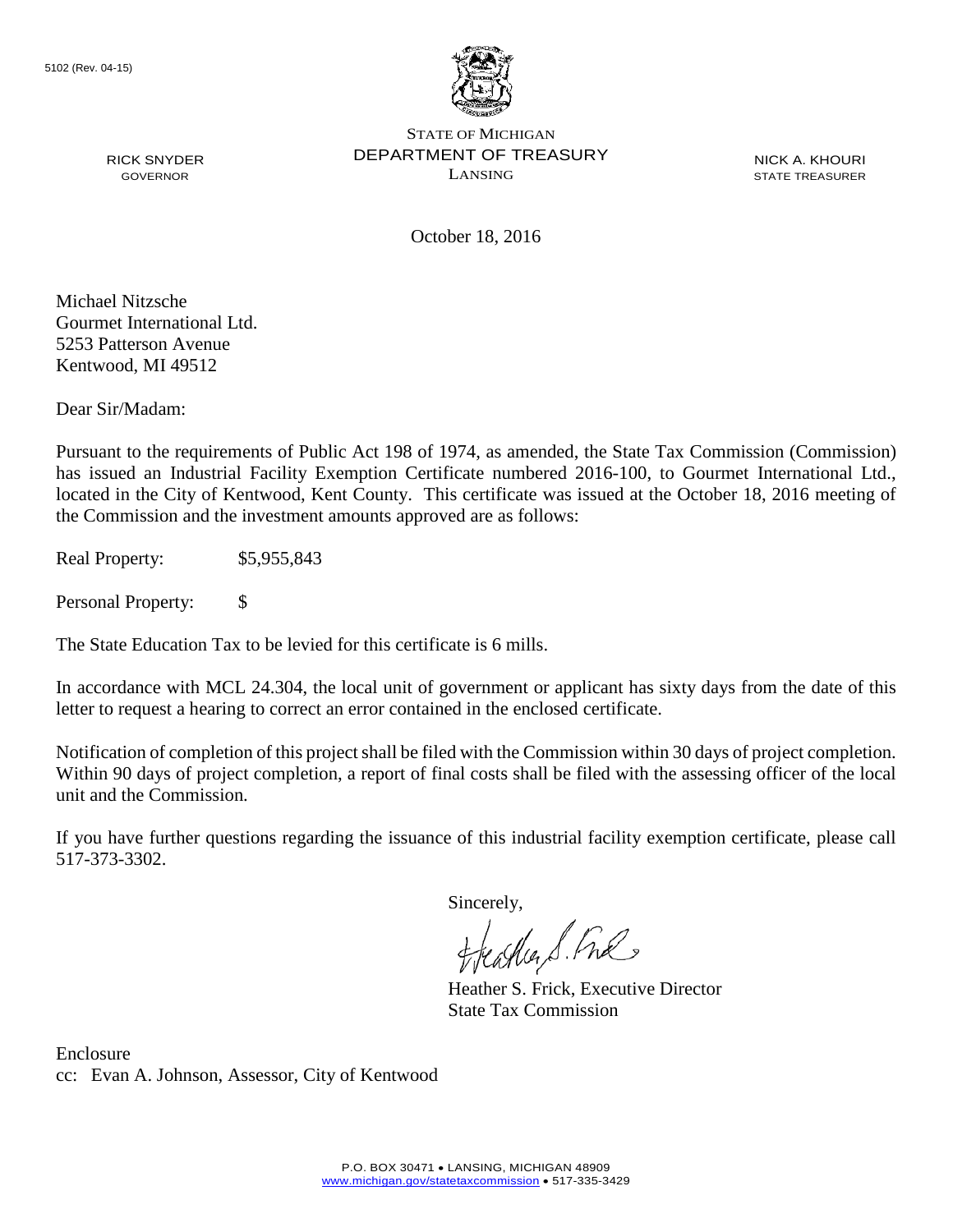5102 (Rev. 04-15)

RICK SNYDER
GOVERNOR

STATE OF MICHIGAN
DEPARTMENT OF TREASURY
LANSING

NICK A. KHOURI
STATE TREASURER

October 18, 2016

Michael Nitzsche
Gourmet International Ltd.
5253 Patterson Avenue
Kentwood, MI 49512

Dear Sir/Madam:

Pursuant to the requirements of Public Act 198 of 1974, as amended, the State Tax Commission (Commission) has issued an Industrial Facility Exemption Certificate numbered 2016-100, to Gourmet International Ltd., located in the City of Kentwood, Kent County. This certificate was issued at the October 18, 2016 meeting of the Commission and the investment amounts approved are as follows:

Real Property: $5,955,843

Personal Property: $

The State Education Tax to be levied for this certificate is 6 mills.

In accordance with MCL 24.304, the local unit of government or applicant has sixty days from the date of this letter to request a hearing to correct an error contained in the enclosed certificate.

Notification of completion of this project shall be filed with the Commission within 30 days of project completion. Within 90 days of project completion, a report of final costs shall be filed with the assessing officer of the local unit and the Commission.

If you have further questions regarding the issuance of this industrial facility exemption certificate, please call 517-373-3302.

Sincerely,

Heather S. Frick, Executive Director
State Tax Commission

Enclosure
cc: Evan A. Johnson, Assessor, City of Kentwood

P.O. BOX 30471 • LANSING, MICHIGAN 48909
www.michigan.gov/statetaxcommission • 517-335-3429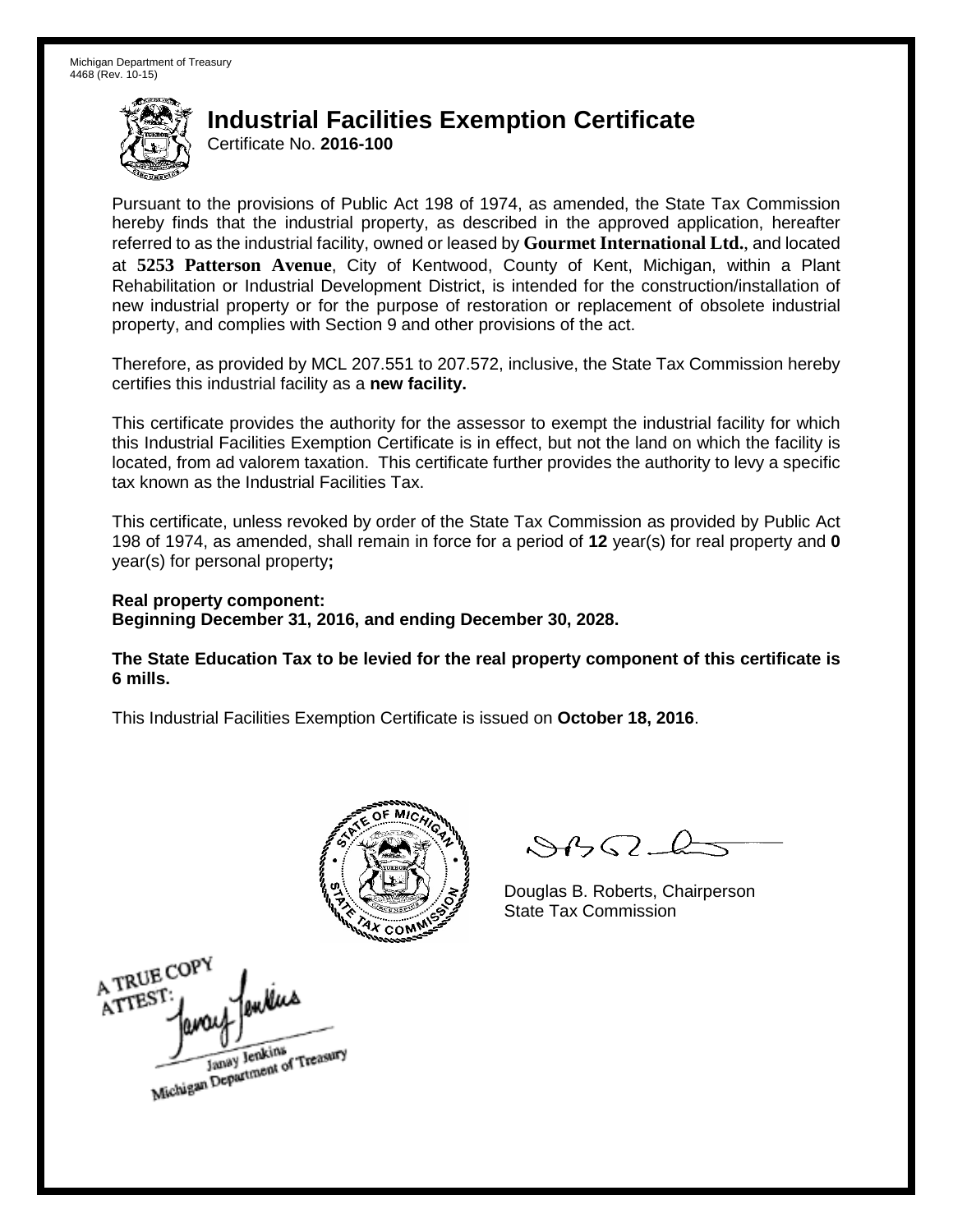Michigan Department of Treasury
4468 (Rev. 10-15)

# Industrial Facilities Exemption Certificate

Certificate No. **2016-100**

Pursuant to the provisions of Public Act 198 of 1974, as amended, the State Tax Commission hereby finds that the industrial property, as described in the approved application, hereafter referred to as the industrial facility, owned or leased by **Gourmet International Ltd.**, and located at **5253 Patterson Avenue**, City of Kentwood, County of Kent, Michigan, within a Plant Rehabilitation or Industrial Development District, is intended for the construction/installation of new industrial property or for the purpose of restoration or replacement of obsolete industrial property, and complies with Section 9 and other provisions of the act.

Therefore, as provided by MCL 207.551 to 207.572, inclusive, the State Tax Commission hereby certifies this industrial facility as a **new facility.**

This certificate provides the authority for the assessor to exempt the industrial facility for which this Industrial Facilities Exemption Certificate is in effect, but not the land on which the facility is located, from ad valorem taxation. This certificate further provides the authority to levy a specific tax known as the Industrial Facilities Tax.

This certificate, unless revoked by order of the State Tax Commission as provided by Public Act 198 of 1974, as amended, shall remain in force for a period of **12** year(s) for real property and **0** year(s) for personal property**;**

**Real property component:**
**Beginning December 31, 2016, and ending December 30, 2028.**

**The State Education Tax to be levied for the real property component of this certificate is 6 mills.**

This Industrial Facilities Exemption Certificate is issued on **October 18, 2016**.

Douglas B. Roberts, Chairperson
State Tax Commission

A TRUE COPY
ATTEST:
Janay Jenkins
Michigan Department of Treasury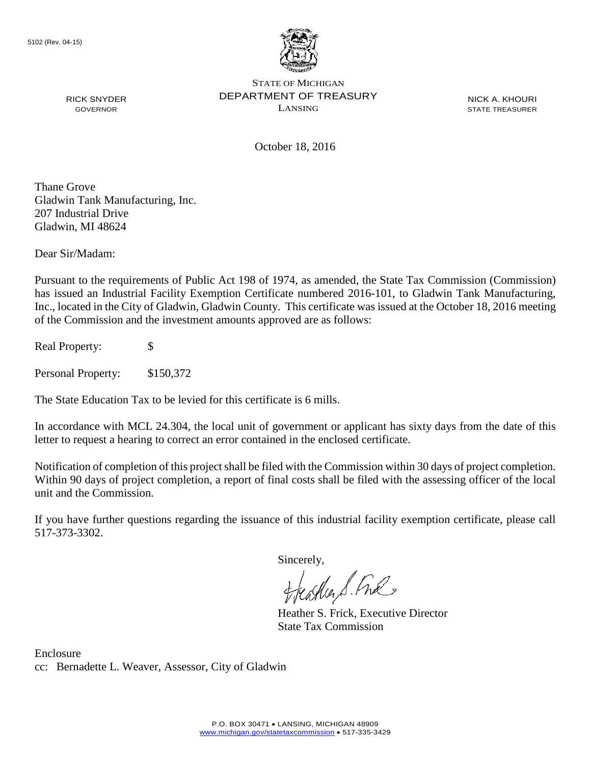5102 (Rev. 04-15)

STATE OF MICHIGAN
DEPARTMENT OF TREASURY
LANSING

RICK SNYDER
GOVERNOR

NICK A. KHOURI
STATE TREASURER

October 18, 2016

Thane Grove
Gladwin Tank Manufacturing, Inc.
207 Industrial Drive
Gladwin, MI 48624

Dear Sir/Madam:

Pursuant to the requirements of Public Act 198 of 1974, as amended, the State Tax Commission (Commission) has issued an Industrial Facility Exemption Certificate numbered 2016-101, to Gladwin Tank Manufacturing, Inc., located in the City of Gladwin, Gladwin County. This certificate was issued at the October 18, 2016 meeting of the Commission and the investment amounts approved are as follows:

Real Property: $

Personal Property: $150,372

The State Education Tax to be levied for this certificate is 6 mills.

In accordance with MCL 24.304, the local unit of government or applicant has sixty days from the date of this letter to request a hearing to correct an error contained in the enclosed certificate.

Notification of completion of this project shall be filed with the Commission within 30 days of project completion. Within 90 days of project completion, a report of final costs shall be filed with the assessing officer of the local unit and the Commission.

If you have further questions regarding the issuance of this industrial facility exemption certificate, please call 517-373-3302.

Sincerely,

Heather S. Frick, Executive Director
State Tax Commission

Enclosure
cc: Bernadette L. Weaver, Assessor, City of Gladwin

P.O. BOX 30471 • LANSING, MICHIGAN 48909
www.michigan.gov/statetaxcommission • 517-335-3429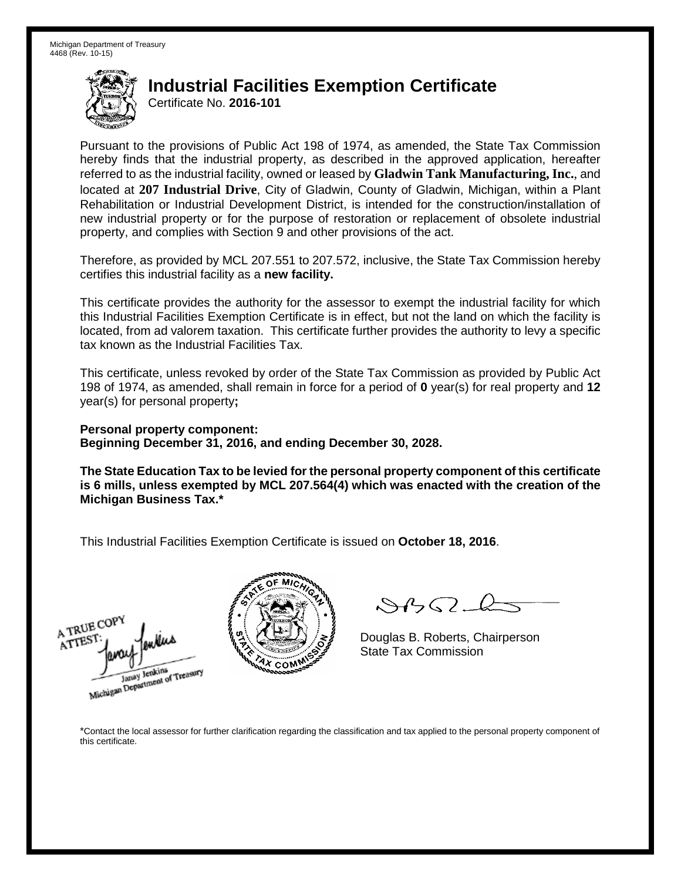Michigan Department of Treasury
4468 (Rev. 10-15)

# Industrial Facilities Exemption Certificate

Certificate No. **2016-101**

Pursuant to the provisions of Public Act 198 of 1974, as amended, the State Tax Commission hereby finds that the industrial property, as described in the approved application, hereafter referred to as the industrial facility, owned or leased by **Gladwin Tank Manufacturing, Inc.**, and located at **207 Industrial Drive**, City of Gladwin, County of Gladwin, Michigan, within a Plant Rehabilitation or Industrial Development District, is intended for the construction/installation of new industrial property or for the purpose of restoration or replacement of obsolete industrial property, and complies with Section 9 and other provisions of the act.

Therefore, as provided by MCL 207.551 to 207.572, inclusive, the State Tax Commission hereby certifies this industrial facility as a **new facility.**

This certificate provides the authority for the assessor to exempt the industrial facility for which this Industrial Facilities Exemption Certificate is in effect, but not the land on which the facility is located, from ad valorem taxation. This certificate further provides the authority to levy a specific tax known as the Industrial Facilities Tax.

This certificate, unless revoked by order of the State Tax Commission as provided by Public Act 198 of 1974, as amended, shall remain in force for a period of **0** year(s) for real property and **12** year(s) for personal property**;**

**Personal property component:**
**Beginning December 31, 2016, and ending December 30, 2028.**

**The State Education Tax to be levied for the personal property component of this certificate is 6 mills, unless exempted by MCL 207.564(4) which was enacted with the creation of the Michigan Business Tax.***

This Industrial Facilities Exemption Certificate is issued on **October 18, 2016**.

A TRUE COPY
ATTEST:
Janay Jenkins
Michigan Department of Treasury

Douglas B. Roberts, Chairperson
State Tax Commission

*Contact the local assessor for further clarification regarding the classification and tax applied to the personal property component of this certificate.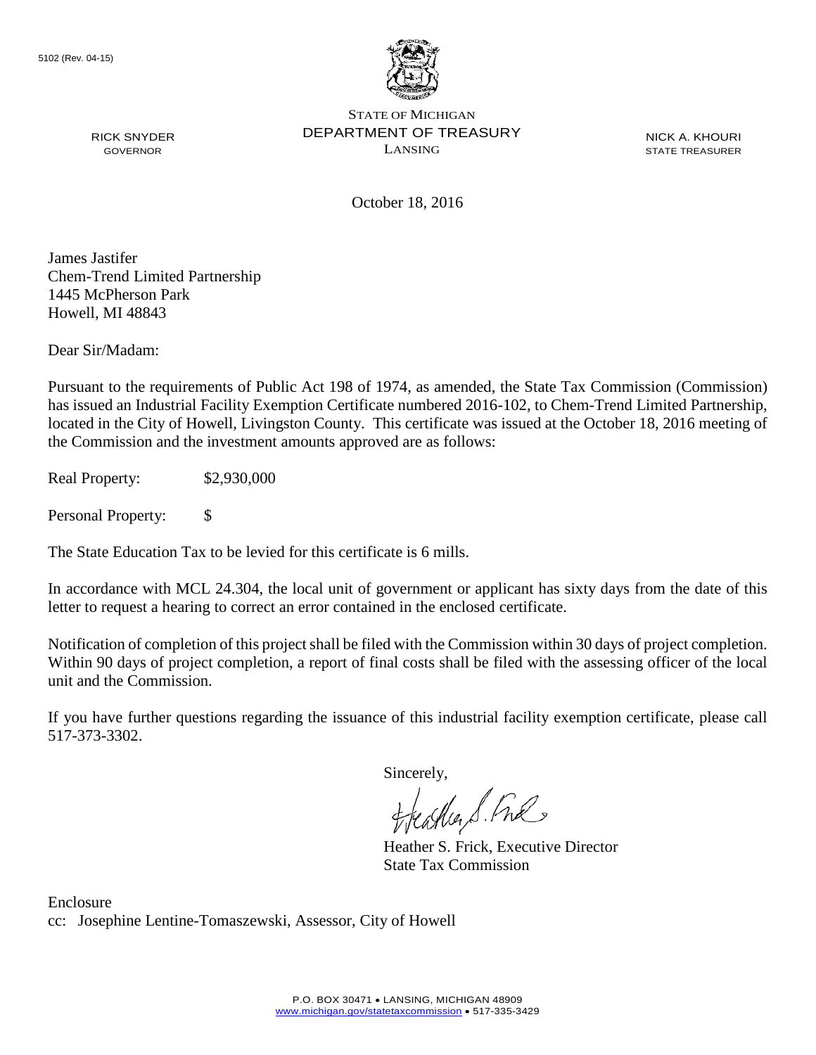5102 (Rev. 04-15)

STATE OF MICHIGAN
DEPARTMENT OF TREASURY
LANSING

RICK SNYDER
GOVERNOR

NICK A. KHOURI
STATE TREASURER

October 18, 2016

James Jastifer
Chem-Trend Limited Partnership
1445 McPherson Park
Howell, MI 48843

Dear Sir/Madam:

Pursuant to the requirements of Public Act 198 of 1974, as amended, the State Tax Commission (Commission) has issued an Industrial Facility Exemption Certificate numbered 2016-102, to Chem-Trend Limited Partnership, located in the City of Howell, Livingston County. This certificate was issued at the October 18, 2016 meeting of the Commission and the investment amounts approved are as follows:

Real Property: $2,930,000

Personal Property: $

The State Education Tax to be levied for this certificate is 6 mills.

In accordance with MCL 24.304, the local unit of government or applicant has sixty days from the date of this letter to request a hearing to correct an error contained in the enclosed certificate.

Notification of completion of this project shall be filed with the Commission within 30 days of project completion. Within 90 days of project completion, a report of final costs shall be filed with the assessing officer of the local unit and the Commission.

If you have further questions regarding the issuance of this industrial facility exemption certificate, please call 517-373-3302.

Sincerely,

Heather S. Frick, Executive Director
State Tax Commission

Enclosure
cc: Josephine Lentine-Tomaszewski, Assessor, City of Howell

P.O. BOX 30471 • LANSING, MICHIGAN 48909
www.michigan.gov/statetaxcommission • 517-335-3429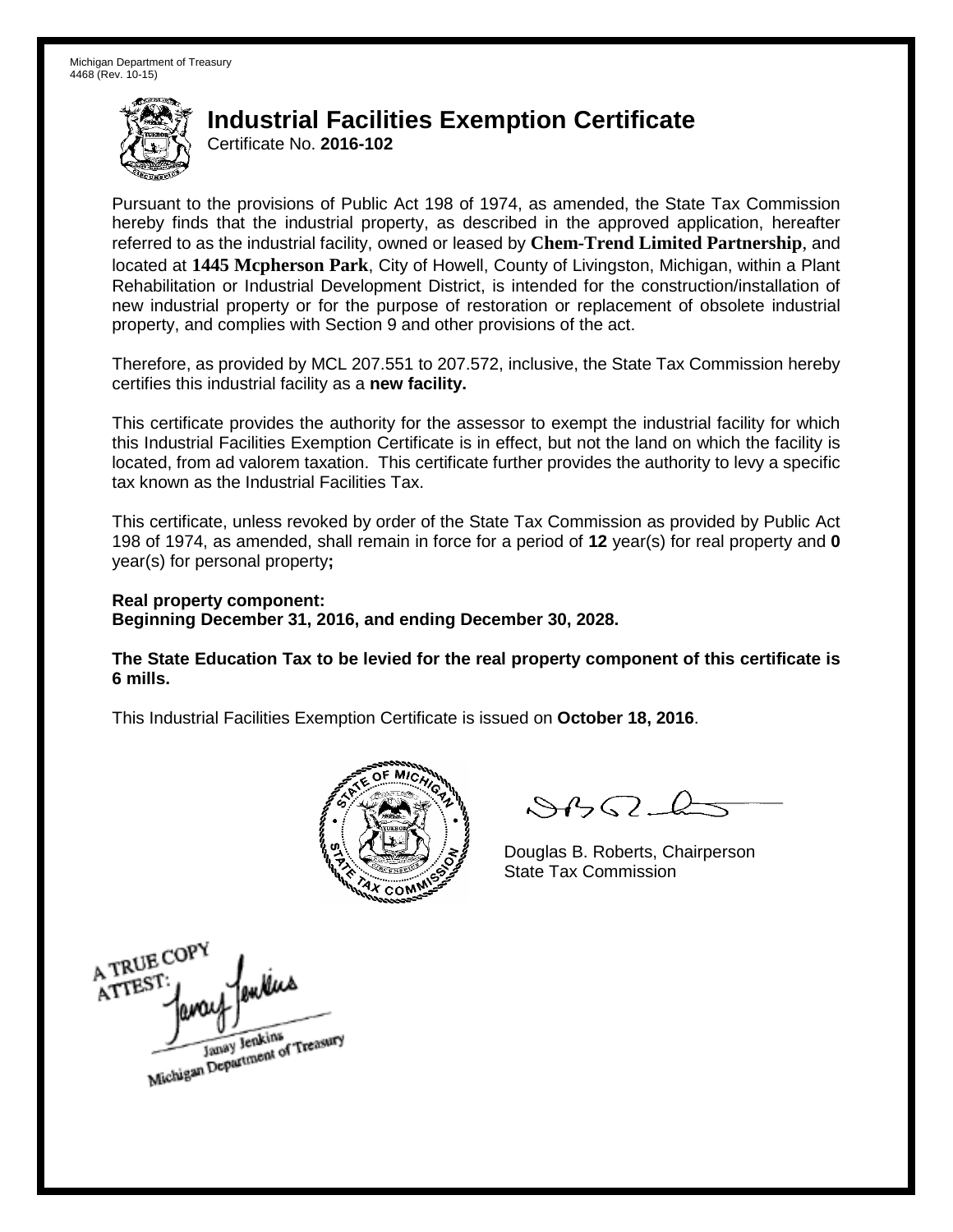Michigan Department of Treasury
4468 (Rev. 10-15)

# Industrial Facilities Exemption Certificate

Certificate No. **2016-102**

Pursuant to the provisions of Public Act 198 of 1974, as amended, the State Tax Commission hereby finds that the industrial property, as described in the approved application, hereafter referred to as the industrial facility, owned or leased by **Chem-Trend Limited Partnership**, and located at **1445 Mcpherson Park**, City of Howell, County of Livingston, Michigan, within a Plant Rehabilitation or Industrial Development District, is intended for the construction/installation of new industrial property or for the purpose of restoration or replacement of obsolete industrial property, and complies with Section 9 and other provisions of the act.

Therefore, as provided by MCL 207.551 to 207.572, inclusive, the State Tax Commission hereby certifies this industrial facility as a **new facility.**

This certificate provides the authority for the assessor to exempt the industrial facility for which this Industrial Facilities Exemption Certificate is in effect, but not the land on which the facility is located, from ad valorem taxation. This certificate further provides the authority to levy a specific tax known as the Industrial Facilities Tax.

This certificate, unless revoked by order of the State Tax Commission as provided by Public Act 198 of 1974, as amended, shall remain in force for a period of **12** year(s) for real property and **0** year(s) for personal property**;**

**Real property component:**
**Beginning December 31, 2016, and ending December 30, 2028.**

**The State Education Tax to be levied for the real property component of this certificate is 6 mills.**

This Industrial Facilities Exemption Certificate is issued on **October 18, 2016**.

Douglas B. Roberts, Chairperson
State Tax Commission

A TRUE COPY
ATTEST:
Janay Jenkins
Michigan Department of Treasury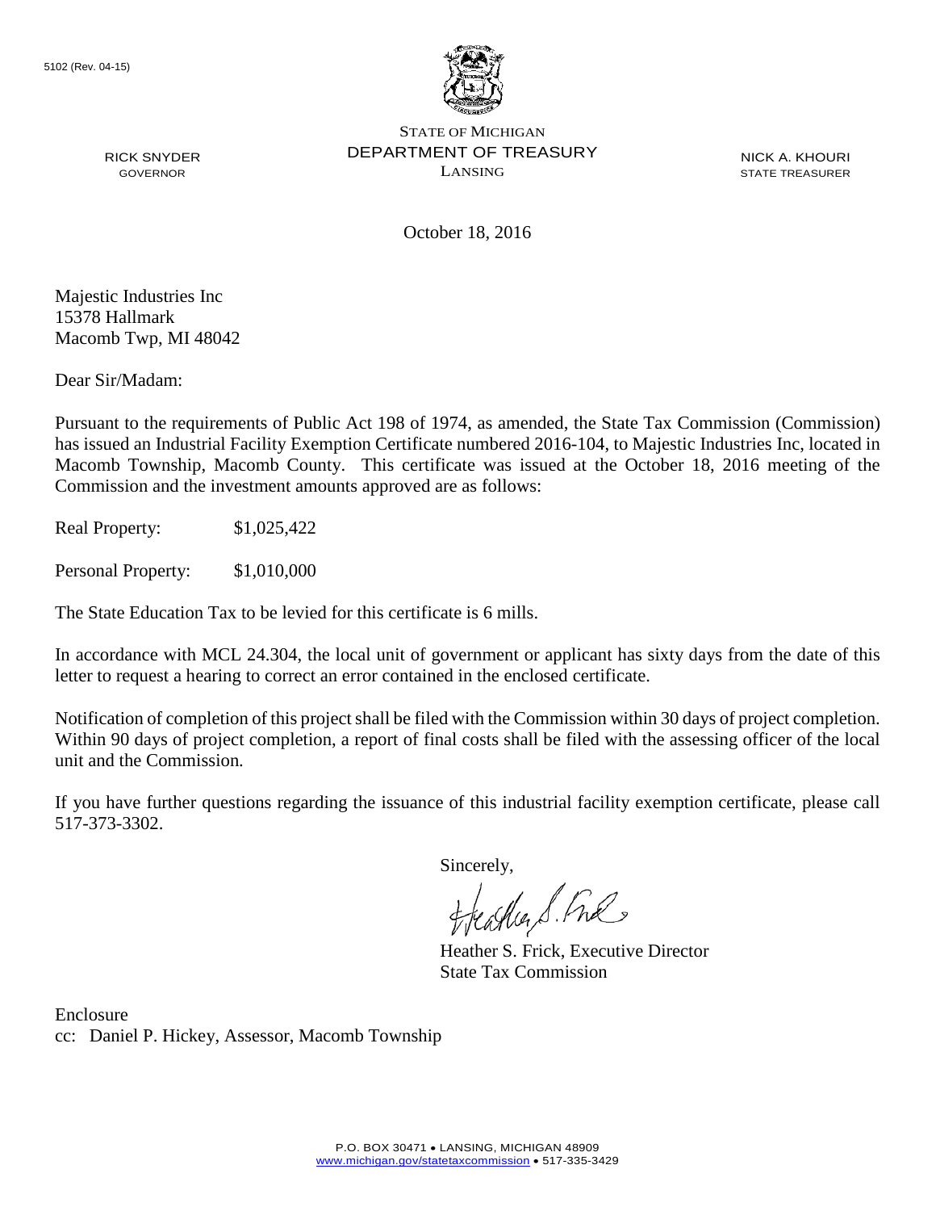5102 (Rev. 04-15)

STATE OF MICHIGAN
DEPARTMENT OF TREASURY
LANSING

RICK SNYDER
GOVERNOR

NICK A. KHOURI
STATE TREASURER

October 18, 2016

Majestic Industries Inc
15378 Hallmark
Macomb Twp, MI 48042

Dear Sir/Madam:

Pursuant to the requirements of Public Act 198 of 1974, as amended, the State Tax Commission (Commission) has issued an Industrial Facility Exemption Certificate numbered 2016-104, to Majestic Industries Inc, located in Macomb Township, Macomb County. This certificate was issued at the October 18, 2016 meeting of the Commission and the investment amounts approved are as follows:

Real Property: $1,025,422

Personal Property: $1,010,000

The State Education Tax to be levied for this certificate is 6 mills.

In accordance with MCL 24.304, the local unit of government or applicant has sixty days from the date of this letter to request a hearing to correct an error contained in the enclosed certificate.

Notification of completion of this project shall be filed with the Commission within 30 days of project completion. Within 90 days of project completion, a report of final costs shall be filed with the assessing officer of the local unit and the Commission.

If you have further questions regarding the issuance of this industrial facility exemption certificate, please call 517-373-3302.

Sincerely,

Heather S. Frick, Executive Director
State Tax Commission

Enclosure
cc: Daniel P. Hickey, Assessor, Macomb Township

P.O. BOX 30471 • LANSING, MICHIGAN 48909
www.michigan.gov/statetaxcommission • 517-335-3429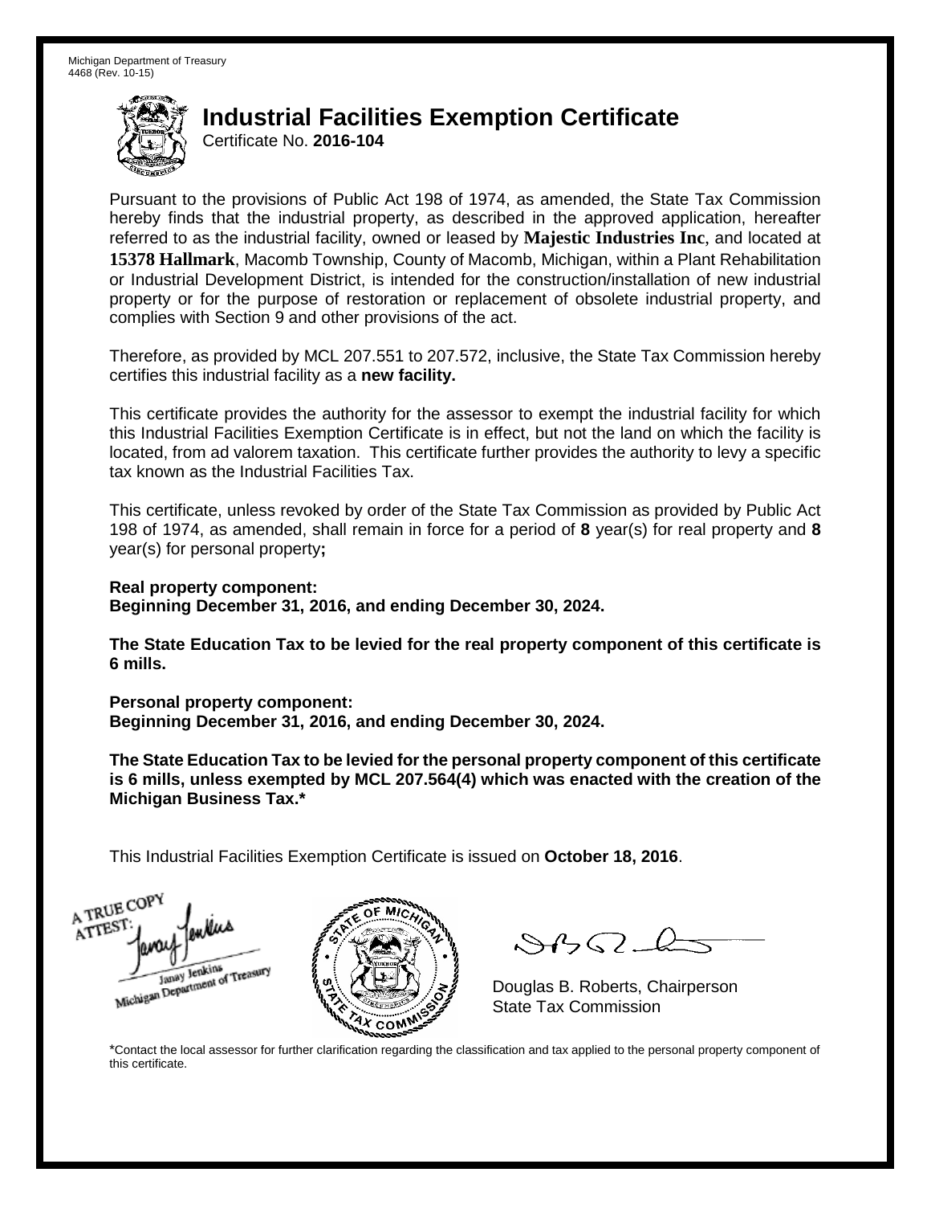Michigan Department of Treasury
4468 (Rev. 10-15)

# Industrial Facilities Exemption Certificate

Certificate No. **2016-104**

Pursuant to the provisions of Public Act 198 of 1974, as amended, the State Tax Commission hereby finds that the industrial property, as described in the approved application, hereafter referred to as the industrial facility, owned or leased by **Majestic Industries Inc**, and located at **15378 Hallmark**, Macomb Township, County of Macomb, Michigan, within a Plant Rehabilitation or Industrial Development District, is intended for the construction/installation of new industrial property or for the purpose of restoration or replacement of obsolete industrial property, and complies with Section 9 and other provisions of the act.

Therefore, as provided by MCL 207.551 to 207.572, inclusive, the State Tax Commission hereby certifies this industrial facility as a **new facility.**

This certificate provides the authority for the assessor to exempt the industrial facility for which this Industrial Facilities Exemption Certificate is in effect, but not the land on which the facility is located, from ad valorem taxation. This certificate further provides the authority to levy a specific tax known as the Industrial Facilities Tax.

This certificate, unless revoked by order of the State Tax Commission as provided by Public Act 198 of 1974, as amended, shall remain in force for a period of **8** year(s) for real property and **8** year(s) for personal property**;**

**Real property component:**
**Beginning December 31, 2016, and ending December 30, 2024.**

**The State Education Tax to be levied for the real property component of this certificate is 6 mills.**

**Personal property component:**
**Beginning December 31, 2016, and ending December 30, 2024.**

**The State Education Tax to be levied for the personal property component of this certificate is 6 mills, unless exempted by MCL 207.564(4) which was enacted with the creation of the Michigan Business Tax.***

This Industrial Facilities Exemption Certificate is issued on **October 18, 2016**.

A TRUE COPY
ATTEST:
Janay Jenkins
Michigan Department of Treasury

Douglas B. Roberts, Chairperson
State Tax Commission

*Contact the local assessor for further clarification regarding the classification and tax applied to the personal property component of this certificate.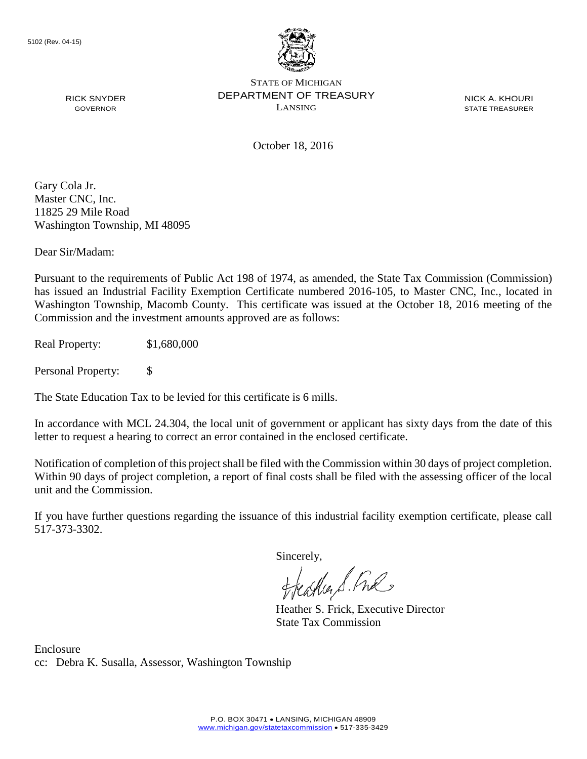5102 (Rev. 04-15)

STATE OF MICHIGAN
DEPARTMENT OF TREASURY
LANSING

RICK SNYDER
GOVERNOR

NICK A. KHOURI
STATE TREASURER

October 18, 2016

Gary Cola Jr.
Master CNC, Inc.
11825 29 Mile Road
Washington Township, MI 48095

Dear Sir/Madam:

Pursuant to the requirements of Public Act 198 of 1974, as amended, the State Tax Commission (Commission) has issued an Industrial Facility Exemption Certificate numbered 2016-105, to Master CNC, Inc., located in Washington Township, Macomb County. This certificate was issued at the October 18, 2016 meeting of the Commission and the investment amounts approved are as follows:

Real Property: $1,680,000

Personal Property: $

The State Education Tax to be levied for this certificate is 6 mills.

In accordance with MCL 24.304, the local unit of government or applicant has sixty days from the date of this letter to request a hearing to correct an error contained in the enclosed certificate.

Notification of completion of this project shall be filed with the Commission within 30 days of project completion. Within 90 days of project completion, a report of final costs shall be filed with the assessing officer of the local unit and the Commission.

If you have further questions regarding the issuance of this industrial facility exemption certificate, please call 517-373-3302.

Sincerely,

Heather S. Frick, Executive Director
State Tax Commission

Enclosure
cc: Debra K. Susalla, Assessor, Washington Township

P.O. BOX 30471 • LANSING, MICHIGAN 48909
www.michigan.gov/statetaxcommission • 517-335-3429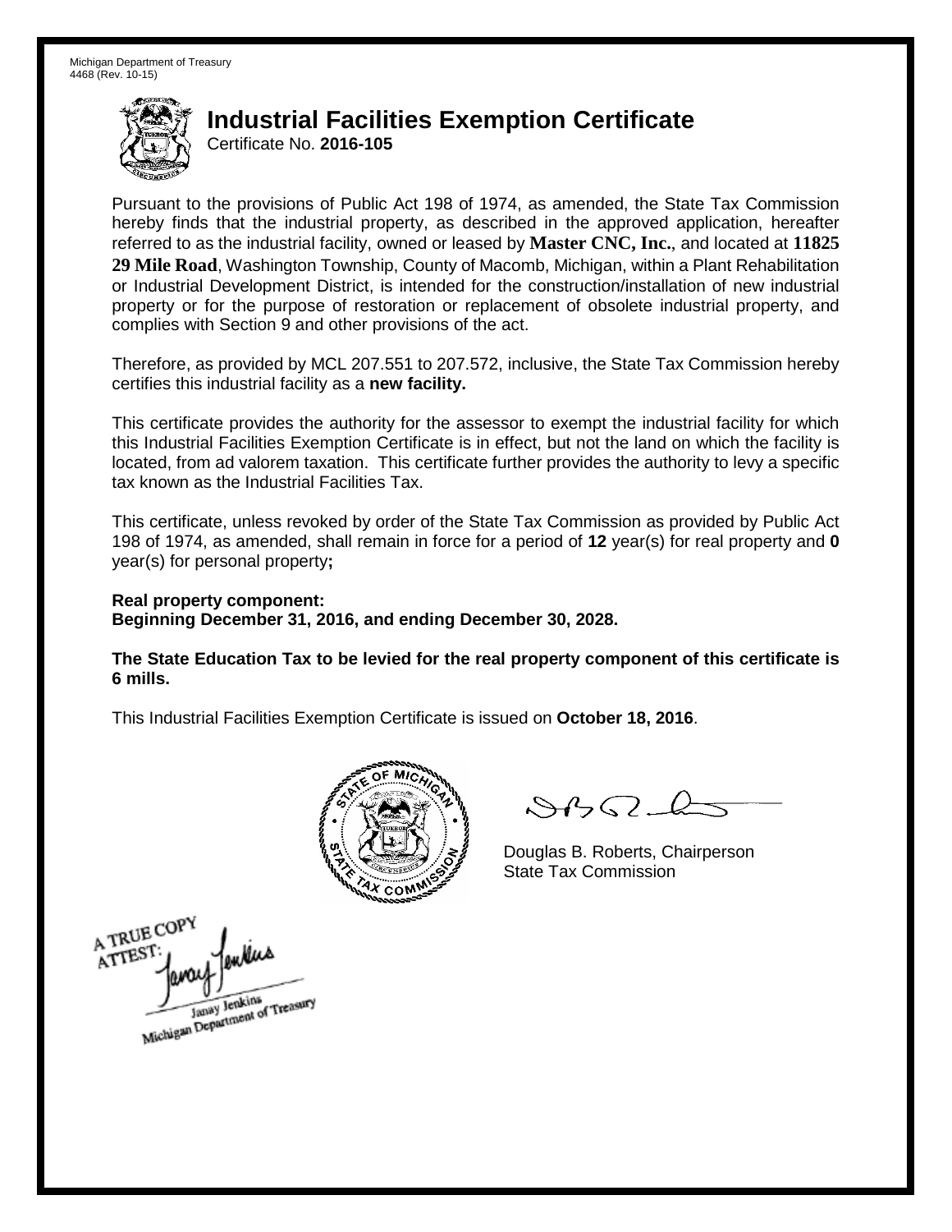Michigan Department of Treasury
4468 (Rev. 10-15)

# Industrial Facilities Exemption Certificate

Certificate No. **2016-105**

Pursuant to the provisions of Public Act 198 of 1974, as amended, the State Tax Commission hereby finds that the industrial property, as described in the approved application, hereafter referred to as the industrial facility, owned or leased by **Master CNC, Inc.**, and located at **11825 29 Mile Road**, Washington Township, County of Macomb, Michigan, within a Plant Rehabilitation or Industrial Development District, is intended for the construction/installation of new industrial property or for the purpose of restoration or replacement of obsolete industrial property, and complies with Section 9 and other provisions of the act.

Therefore, as provided by MCL 207.551 to 207.572, inclusive, the State Tax Commission hereby certifies this industrial facility as a **new facility.**

This certificate provides the authority for the assessor to exempt the industrial facility for which this Industrial Facilities Exemption Certificate is in effect, but not the land on which the facility is located, from ad valorem taxation. This certificate further provides the authority to levy a specific tax known as the Industrial Facilities Tax.

This certificate, unless revoked by order of the State Tax Commission as provided by Public Act 198 of 1974, as amended, shall remain in force for a period of **12** year(s) for real property and **0** year(s) for personal property**;**

**Real property component:**
**Beginning December 31, 2016, and ending December 30, 2028.**

**The State Education Tax to be levied for the real property component of this certificate is 6 mills.**

This Industrial Facilities Exemption Certificate is issued on **October 18, 2016**.

Douglas B. Roberts, Chairperson
State Tax Commission

A TRUE COPY
ATTEST:
Janay Jenkins
Michigan Department of Treasury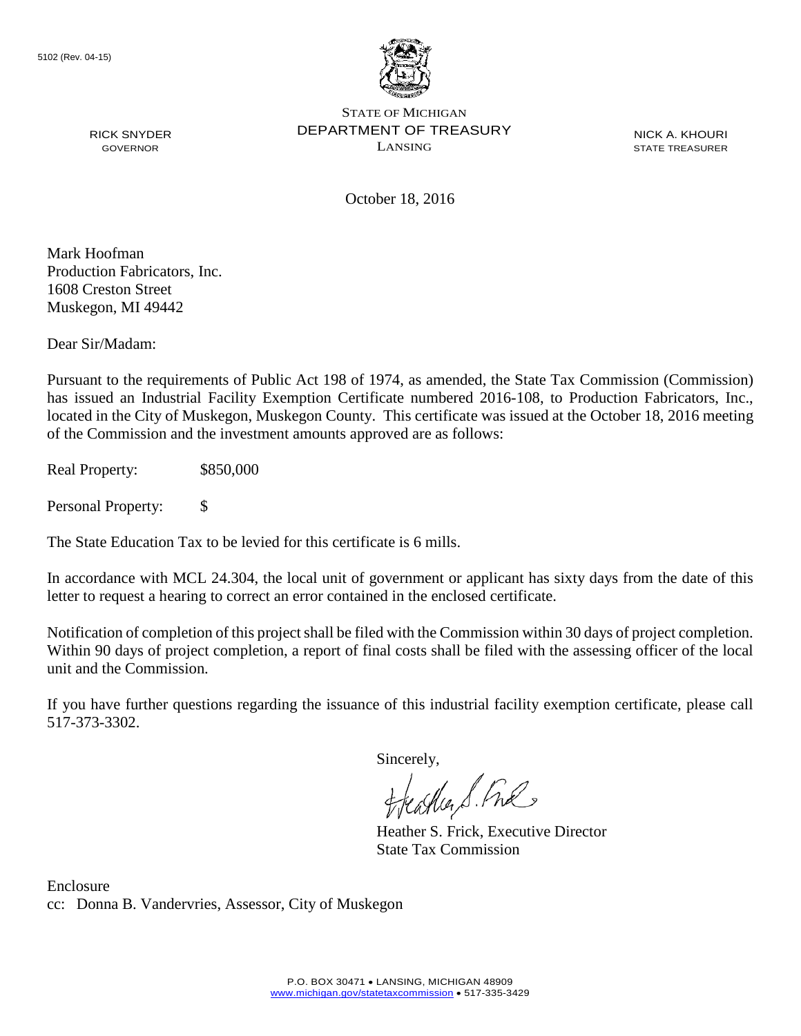5102 (Rev. 04-15)

STATE OF MICHIGAN
DEPARTMENT OF TREASURY
LANSING

RICK SNYDER
GOVERNOR

NICK A. KHOURI
STATE TREASURER

October 18, 2016

Mark Hoofman
Production Fabricators, Inc.
1608 Creston Street
Muskegon, MI 49442

Dear Sir/Madam:

Pursuant to the requirements of Public Act 198 of 1974, as amended, the State Tax Commission (Commission) has issued an Industrial Facility Exemption Certificate numbered 2016-108, to Production Fabricators, Inc., located in the City of Muskegon, Muskegon County. This certificate was issued at the October 18, 2016 meeting of the Commission and the investment amounts approved are as follows:

Real Property: $850,000

Personal Property: $

The State Education Tax to be levied for this certificate is 6 mills.

In accordance with MCL 24.304, the local unit of government or applicant has sixty days from the date of this letter to request a hearing to correct an error contained in the enclosed certificate.

Notification of completion of this project shall be filed with the Commission within 30 days of project completion. Within 90 days of project completion, a report of final costs shall be filed with the assessing officer of the local unit and the Commission.

If you have further questions regarding the issuance of this industrial facility exemption certificate, please call 517-373-3302.

Sincerely,

Heather S. Frick, Executive Director
State Tax Commission

Enclosure
cc: Donna B. Vandervries, Assessor, City of Muskegon

P.O. BOX 30471 • LANSING, MICHIGAN 48909
www.michigan.gov/statetaxcommission • 517-335-3429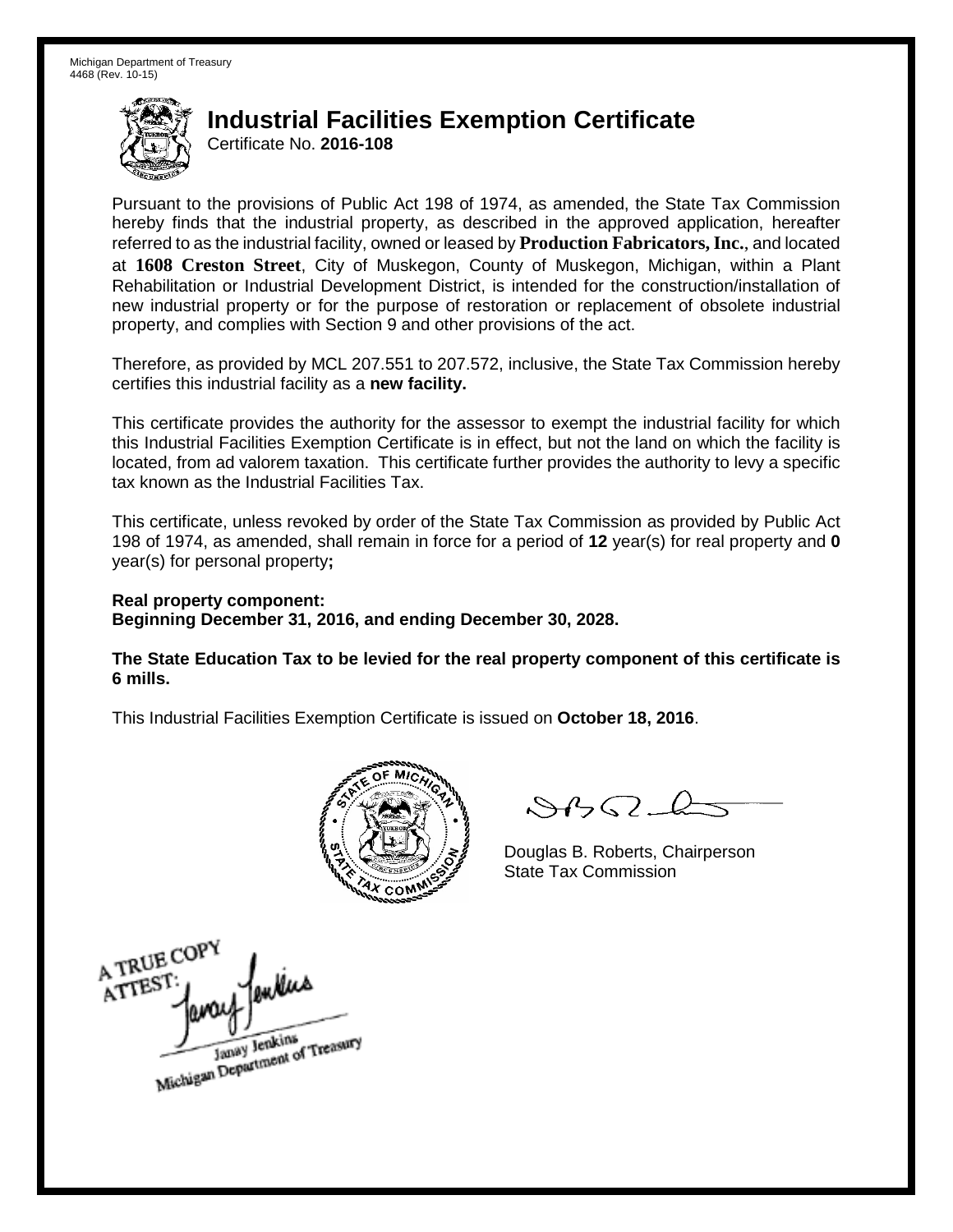Michigan Department of Treasury
4468 (Rev. 10-15)

# Industrial Facilities Exemption Certificate

Certificate No. **2016-108**

Pursuant to the provisions of Public Act 198 of 1974, as amended, the State Tax Commission hereby finds that the industrial property, as described in the approved application, hereafter referred to as the industrial facility, owned or leased by **Production Fabricators, Inc.**, and located at **1608 Creston Street**, City of Muskegon, County of Muskegon, Michigan, within a Plant Rehabilitation or Industrial Development District, is intended for the construction/installation of new industrial property or for the purpose of restoration or replacement of obsolete industrial property, and complies with Section 9 and other provisions of the act.

Therefore, as provided by MCL 207.551 to 207.572, inclusive, the State Tax Commission hereby certifies this industrial facility as a **new facility.**

This certificate provides the authority for the assessor to exempt the industrial facility for which this Industrial Facilities Exemption Certificate is in effect, but not the land on which the facility is located, from ad valorem taxation. This certificate further provides the authority to levy a specific tax known as the Industrial Facilities Tax.

This certificate, unless revoked by order of the State Tax Commission as provided by Public Act 198 of 1974, as amended, shall remain in force for a period of **12** year(s) for real property and **0** year(s) for personal property**;**

**Real property component:**
**Beginning December 31, 2016, and ending December 30, 2028.**

**The State Education Tax to be levied for the real property component of this certificate is 6 mills.**

This Industrial Facilities Exemption Certificate is issued on **October 18, 2016**.

Douglas B. Roberts, Chairperson
State Tax Commission

A TRUE COPY
ATTEST:
Janay Jenkins
Michigan Department of Treasury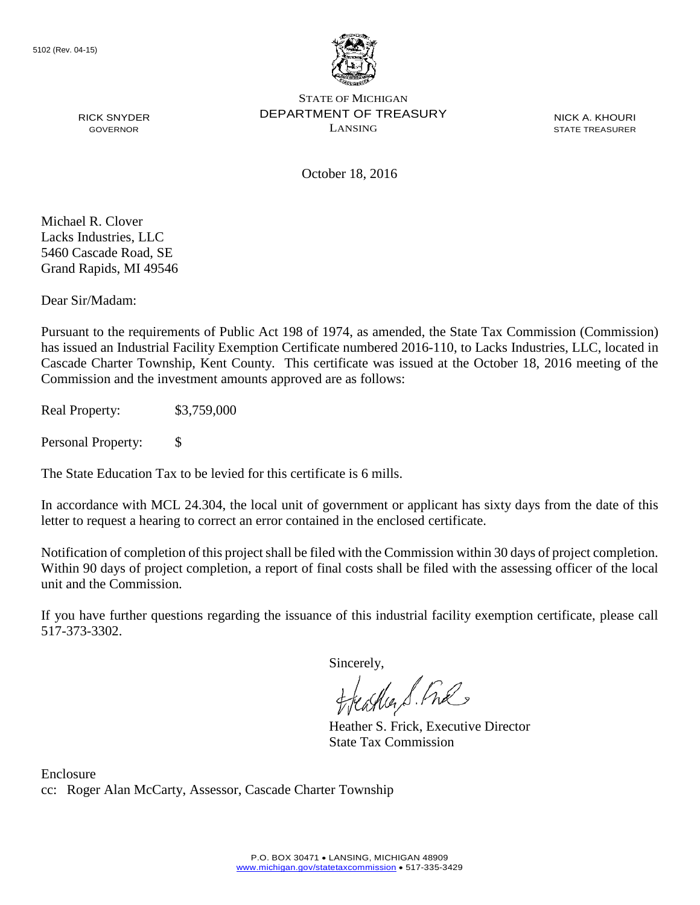5102 (Rev. 04-15)

RICK SNYDER
GOVERNOR

STATE OF MICHIGAN
DEPARTMENT OF TREASURY
LANSING

NICK A. KHOURI
STATE TREASURER

October 18, 2016

Michael R. Clover
Lacks Industries, LLC
5460 Cascade Road, SE
Grand Rapids, MI 49546

Dear Sir/Madam:

Pursuant to the requirements of Public Act 198 of 1974, as amended, the State Tax Commission (Commission) has issued an Industrial Facility Exemption Certificate numbered 2016-110, to Lacks Industries, LLC, located in Cascade Charter Township, Kent County. This certificate was issued at the October 18, 2016 meeting of the Commission and the investment amounts approved are as follows:

Real Property: $3,759,000

Personal Property: $

The State Education Tax to be levied for this certificate is 6 mills.

In accordance with MCL 24.304, the local unit of government or applicant has sixty days from the date of this letter to request a hearing to correct an error contained in the enclosed certificate.

Notification of completion of this project shall be filed with the Commission within 30 days of project completion. Within 90 days of project completion, a report of final costs shall be filed with the assessing officer of the local unit and the Commission.

If you have further questions regarding the issuance of this industrial facility exemption certificate, please call 517-373-3302.

Sincerely,

Heather S. Frick, Executive Director
State Tax Commission

Enclosure
cc: Roger Alan McCarty, Assessor, Cascade Charter Township

P.O. BOX 30471 • LANSING, MICHIGAN 48909
www.michigan.gov/statetaxcommission • 517-335-3429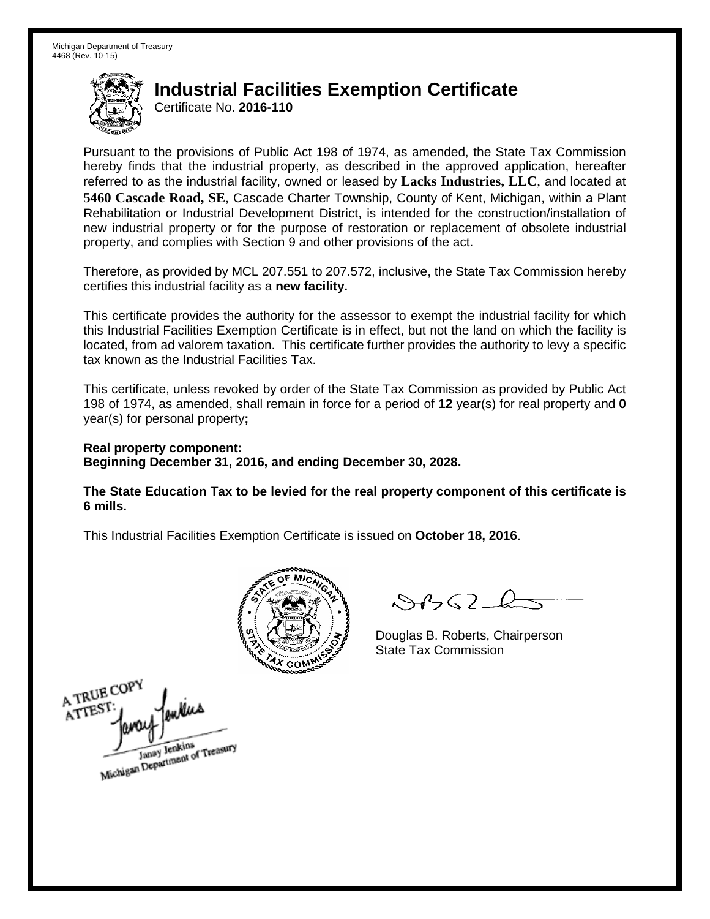Michigan Department of Treasury
4468 (Rev. 10-15)

# Industrial Facilities Exemption Certificate

Certificate No. **2016-110**

Pursuant to the provisions of Public Act 198 of 1974, as amended, the State Tax Commission hereby finds that the industrial property, as described in the approved application, hereafter referred to as the industrial facility, owned or leased by **Lacks Industries, LLC**, and located at **5460 Cascade Road, SE**, Cascade Charter Township, County of Kent, Michigan, within a Plant Rehabilitation or Industrial Development District, is intended for the construction/installation of new industrial property or for the purpose of restoration or replacement of obsolete industrial property, and complies with Section 9 and other provisions of the act.

Therefore, as provided by MCL 207.551 to 207.572, inclusive, the State Tax Commission hereby certifies this industrial facility as a **new facility.**

This certificate provides the authority for the assessor to exempt the industrial facility for which this Industrial Facilities Exemption Certificate is in effect, but not the land on which the facility is located, from ad valorem taxation. This certificate further provides the authority to levy a specific tax known as the Industrial Facilities Tax.

This certificate, unless revoked by order of the State Tax Commission as provided by Public Act 198 of 1974, as amended, shall remain in force for a period of **12** year(s) for real property and **0** year(s) for personal property**;**

**Real property component:**
**Beginning December 31, 2016, and ending December 30, 2028.**

**The State Education Tax to be levied for the real property component of this certificate is 6 mills.**

This Industrial Facilities Exemption Certificate is issued on **October 18, 2016**.

Douglas B. Roberts, Chairperson
State Tax Commission

A TRUE COPY
ATTEST:
Janay Jenkins
Michigan Department of Treasury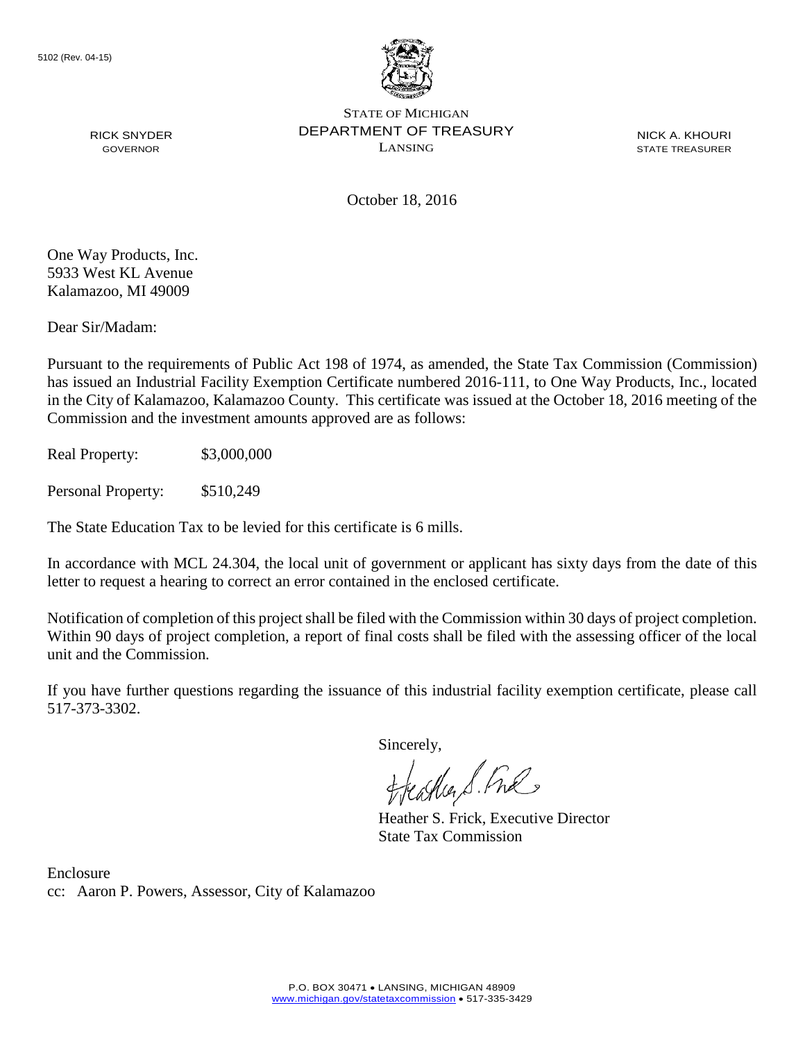5102 (Rev. 04-15)

STATE OF MICHIGAN
DEPARTMENT OF TREASURY
LANSING

RICK SNYDER
GOVERNOR

NICK A. KHOURI
STATE TREASURER

October 18, 2016

One Way Products, Inc.
5933 West KL Avenue
Kalamazoo, MI 49009

Dear Sir/Madam:

Pursuant to the requirements of Public Act 198 of 1974, as amended, the State Tax Commission (Commission) has issued an Industrial Facility Exemption Certificate numbered 2016-111, to One Way Products, Inc., located in the City of Kalamazoo, Kalamazoo County. This certificate was issued at the October 18, 2016 meeting of the Commission and the investment amounts approved are as follows:

Real Property: $3,000,000

Personal Property: $510,249

The State Education Tax to be levied for this certificate is 6 mills.

In accordance with MCL 24.304, the local unit of government or applicant has sixty days from the date of this letter to request a hearing to correct an error contained in the enclosed certificate.

Notification of completion of this project shall be filed with the Commission within 30 days of project completion. Within 90 days of project completion, a report of final costs shall be filed with the assessing officer of the local unit and the Commission.

If you have further questions regarding the issuance of this industrial facility exemption certificate, please call 517-373-3302.

Sincerely,

Heather S. Frick, Executive Director
State Tax Commission

Enclosure
cc: Aaron P. Powers, Assessor, City of Kalamazoo

P.O. BOX 30471 • LANSING, MICHIGAN 48909
www.michigan.gov/statetaxcommission • 517-335-3429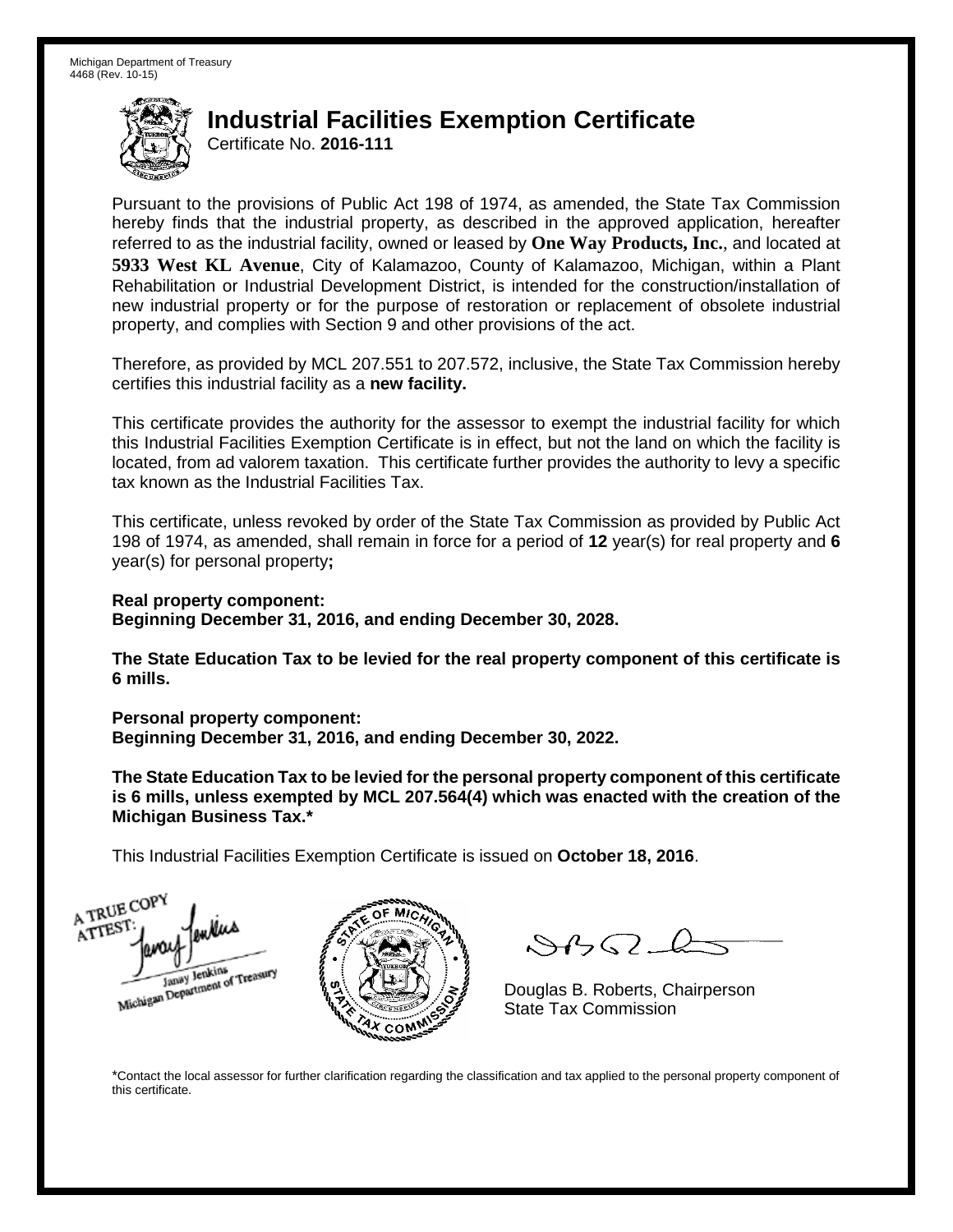Michigan Department of Treasury
4468 (Rev. 10-15)

# Industrial Facilities Exemption Certificate

Certificate No. **2016-111**

Pursuant to the provisions of Public Act 198 of 1974, as amended, the State Tax Commission hereby finds that the industrial property, as described in the approved application, hereafter referred to as the industrial facility, owned or leased by **One Way Products, Inc.**, and located at **5933 West KL Avenue**, City of Kalamazoo, County of Kalamazoo, Michigan, within a Plant Rehabilitation or Industrial Development District, is intended for the construction/installation of new industrial property or for the purpose of restoration or replacement of obsolete industrial property, and complies with Section 9 and other provisions of the act.

Therefore, as provided by MCL 207.551 to 207.572, inclusive, the State Tax Commission hereby certifies this industrial facility as a **new facility.**

This certificate provides the authority for the assessor to exempt the industrial facility for which this Industrial Facilities Exemption Certificate is in effect, but not the land on which the facility is located, from ad valorem taxation. This certificate further provides the authority to levy a specific tax known as the Industrial Facilities Tax.

This certificate, unless revoked by order of the State Tax Commission as provided by Public Act 198 of 1974, as amended, shall remain in force for a period of **12** year(s) for real property and **6** year(s) for personal property**;**

**Real property component:**
**Beginning December 31, 2016, and ending December 30, 2028.**

**The State Education Tax to be levied for the real property component of this certificate is 6 mills.**

**Personal property component:**
**Beginning December 31, 2016, and ending December 30, 2022.**

**The State Education Tax to be levied for the personal property component of this certificate is 6 mills, unless exempted by MCL 207.564(4) which was enacted with the creation of the Michigan Business Tax.***

This Industrial Facilities Exemption Certificate is issued on **October 18, 2016**.

A TRUE COPY
ATTEST:
Janay Jenkins
Michigan Department of Treasury

Douglas B. Roberts, Chairperson
State Tax Commission

*Contact the local assessor for further clarification regarding the classification and tax applied to the personal property component of this certificate.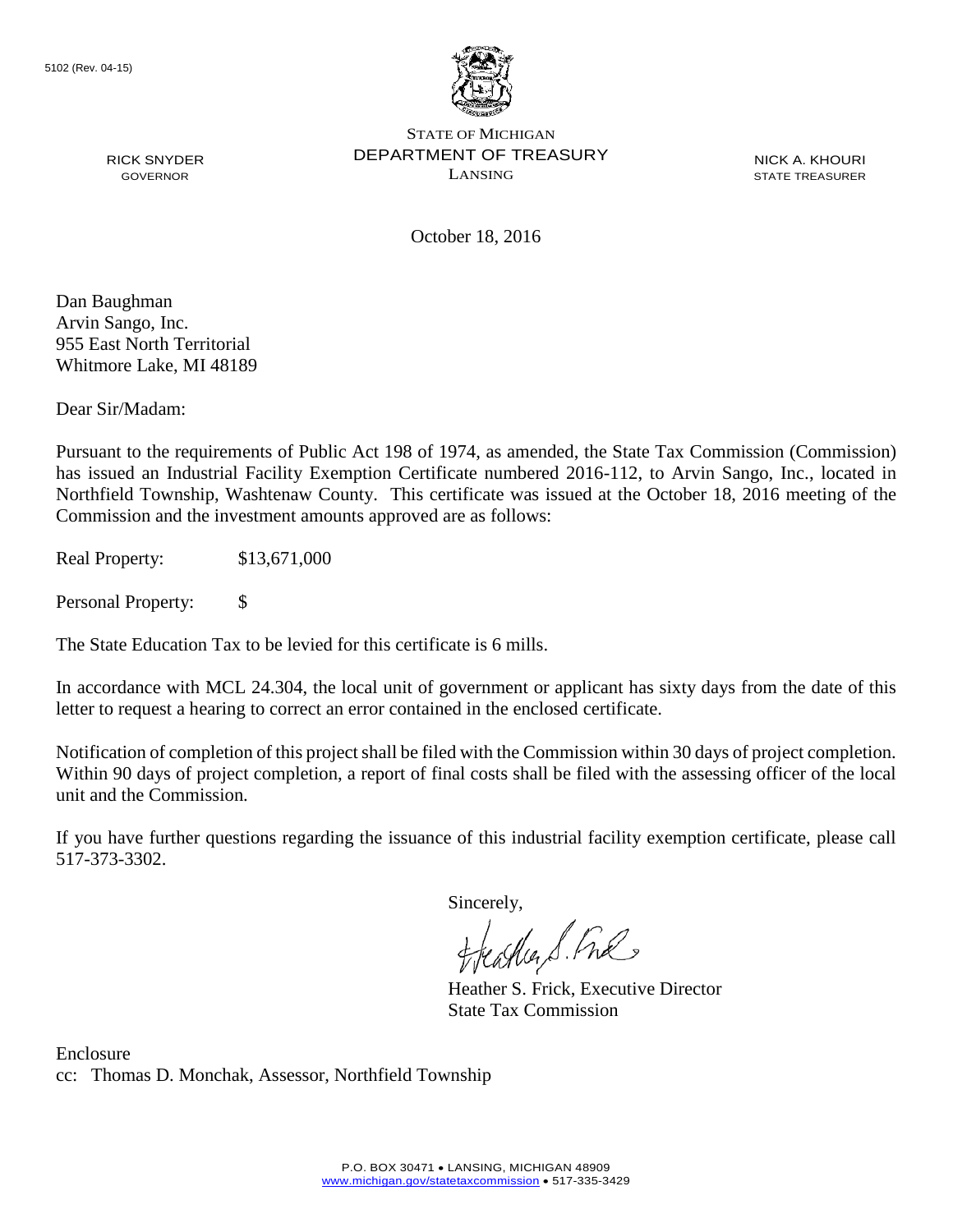5102 (Rev. 04-15)

STATE OF MICHIGAN
DEPARTMENT OF TREASURY
LANSING

RICK SNYDER
GOVERNOR

NICK A. KHOURI
STATE TREASURER

October 18, 2016

Dan Baughman
Arvin Sango, Inc.
955 East North Territorial
Whitmore Lake, MI 48189

Dear Sir/Madam:

Pursuant to the requirements of Public Act 198 of 1974, as amended, the State Tax Commission (Commission) has issued an Industrial Facility Exemption Certificate numbered 2016-112, to Arvin Sango, Inc., located in Northfield Township, Washtenaw County. This certificate was issued at the October 18, 2016 meeting of the Commission and the investment amounts approved are as follows:

Real Property: $13,671,000

Personal Property: $

The State Education Tax to be levied for this certificate is 6 mills.

In accordance with MCL 24.304, the local unit of government or applicant has sixty days from the date of this letter to request a hearing to correct an error contained in the enclosed certificate.

Notification of completion of this project shall be filed with the Commission within 30 days of project completion. Within 90 days of project completion, a report of final costs shall be filed with the assessing officer of the local unit and the Commission.

If you have further questions regarding the issuance of this industrial facility exemption certificate, please call 517-373-3302.

Sincerely,

Heather S. Frick, Executive Director
State Tax Commission

Enclosure
cc: Thomas D. Monchak, Assessor, Northfield Township

P.O. BOX 30471 • LANSING, MICHIGAN 48909
www.michigan.gov/statetaxcommission • 517-335-3429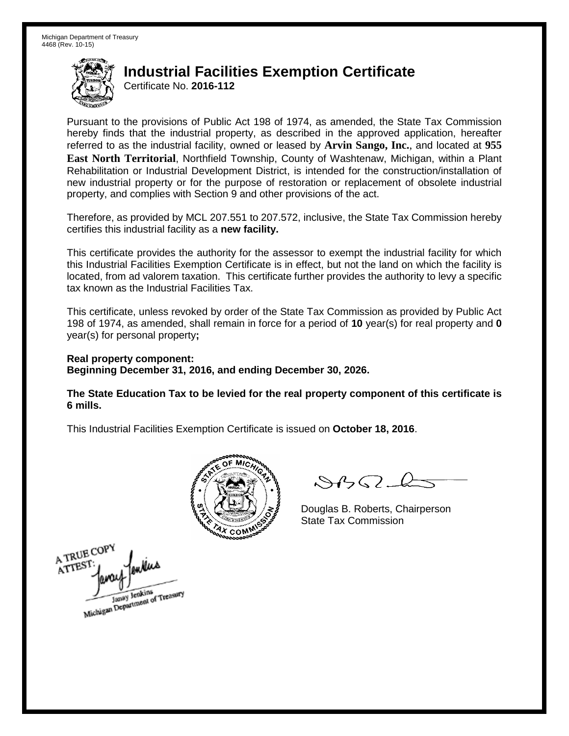Michigan Department of Treasury
4468 (Rev. 10-15)

# Industrial Facilities Exemption Certificate

Certificate No. **2016-112**

Pursuant to the provisions of Public Act 198 of 1974, as amended, the State Tax Commission hereby finds that the industrial property, as described in the approved application, hereafter referred to as the industrial facility, owned or leased by **Arvin Sango, Inc.**, and located at **955 East North Territorial**, Northfield Township, County of Washtenaw, Michigan, within a Plant Rehabilitation or Industrial Development District, is intended for the construction/installation of new industrial property or for the purpose of restoration or replacement of obsolete industrial property, and complies with Section 9 and other provisions of the act.

Therefore, as provided by MCL 207.551 to 207.572, inclusive, the State Tax Commission hereby certifies this industrial facility as a **new facility.**

This certificate provides the authority for the assessor to exempt the industrial facility for which this Industrial Facilities Exemption Certificate is in effect, but not the land on which the facility is located, from ad valorem taxation. This certificate further provides the authority to levy a specific tax known as the Industrial Facilities Tax.

This certificate, unless revoked by order of the State Tax Commission as provided by Public Act 198 of 1974, as amended, shall remain in force for a period of **10** year(s) for real property and **0** year(s) for personal property**;**

**Real property component:**
**Beginning December 31, 2016, and ending December 30, 2026.**

**The State Education Tax to be levied for the real property component of this certificate is 6 mills.**

This Industrial Facilities Exemption Certificate is issued on **October 18, 2016**.

Douglas B. Roberts, Chairperson
State Tax Commission

A TRUE COPY
ATTEST:
Janay Jenkins
Michigan Department of Treasury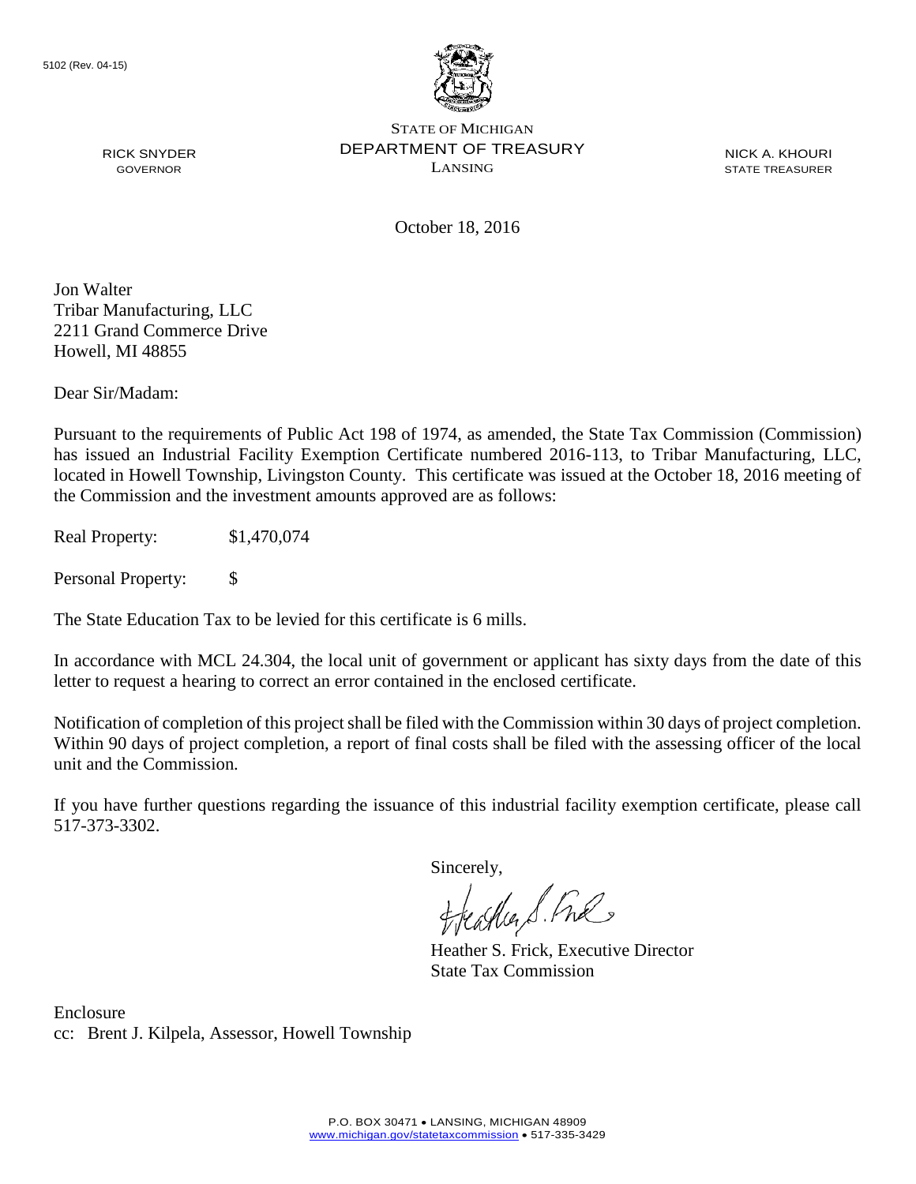5102 (Rev. 04-15)

STATE OF MICHIGAN
DEPARTMENT OF TREASURY
LANSING

RICK SNYDER
GOVERNOR

NICK A. KHOURI
STATE TREASURER

October 18, 2016

Jon Walter
Tribar Manufacturing, LLC
2211 Grand Commerce Drive
Howell, MI 48855

Dear Sir/Madam:

Pursuant to the requirements of Public Act 198 of 1974, as amended, the State Tax Commission (Commission) has issued an Industrial Facility Exemption Certificate numbered 2016-113, to Tribar Manufacturing, LLC, located in Howell Township, Livingston County. This certificate was issued at the October 18, 2016 meeting of the Commission and the investment amounts approved are as follows:

Real Property: $1,470,074

Personal Property: $

The State Education Tax to be levied for this certificate is 6 mills.

In accordance with MCL 24.304, the local unit of government or applicant has sixty days from the date of this letter to request a hearing to correct an error contained in the enclosed certificate.

Notification of completion of this project shall be filed with the Commission within 30 days of project completion. Within 90 days of project completion, a report of final costs shall be filed with the assessing officer of the local unit and the Commission.

If you have further questions regarding the issuance of this industrial facility exemption certificate, please call 517-373-3302.

Sincerely,

Heather S. Frick, Executive Director
State Tax Commission

Enclosure
cc: Brent J. Kilpela, Assessor, Howell Township

P.O. BOX 30471 • LANSING, MICHIGAN 48909
www.michigan.gov/statetaxcommission • 517-335-3429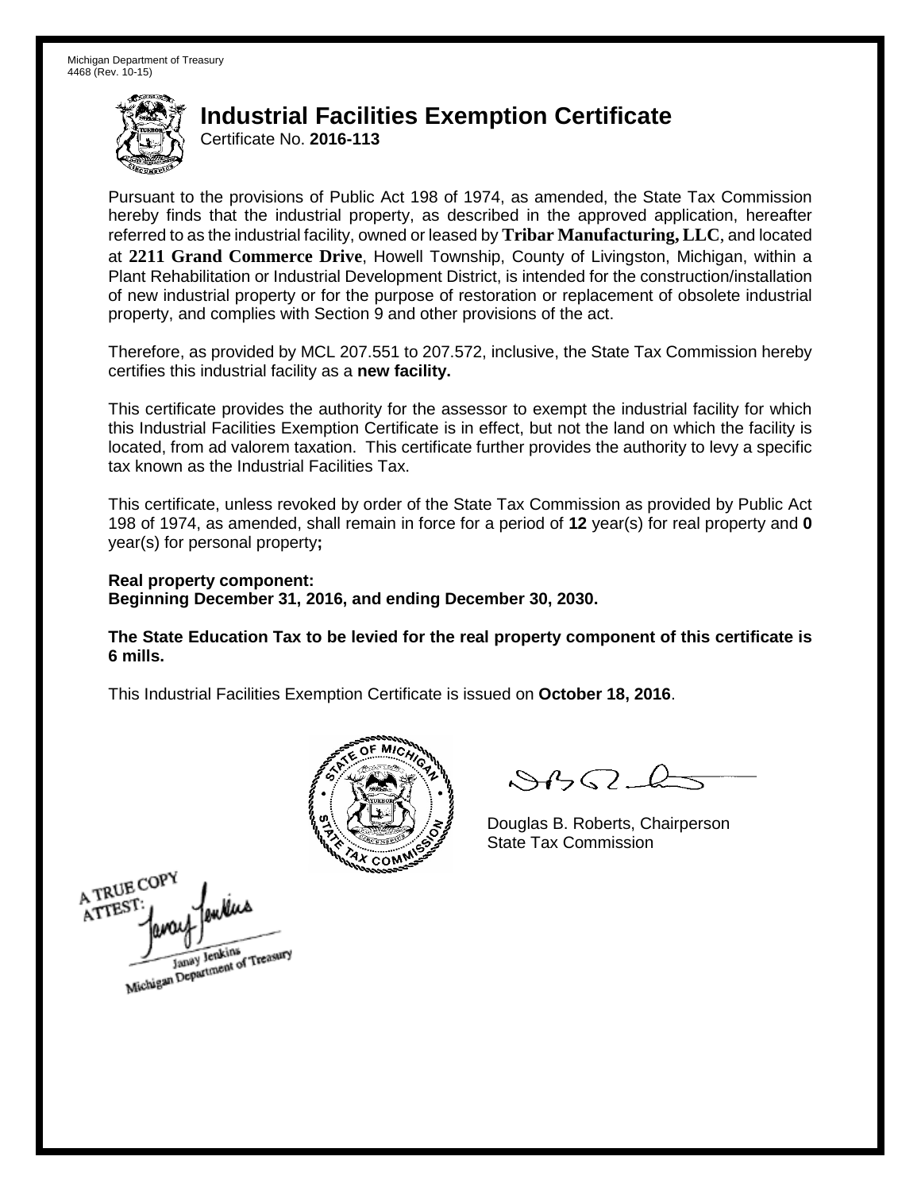Michigan Department of Treasury
4468 (Rev. 10-15)

# Industrial Facilities Exemption Certificate

Certificate No. **2016-113**

Pursuant to the provisions of Public Act 198 of 1974, as amended, the State Tax Commission hereby finds that the industrial property, as described in the approved application, hereafter referred to as the industrial facility, owned or leased by **Tribar Manufacturing, LLC**, and located at **2211 Grand Commerce Drive**, Howell Township, County of Livingston, Michigan, within a Plant Rehabilitation or Industrial Development District, is intended for the construction/installation of new industrial property or for the purpose of restoration or replacement of obsolete industrial property, and complies with Section 9 and other provisions of the act.

Therefore, as provided by MCL 207.551 to 207.572, inclusive, the State Tax Commission hereby certifies this industrial facility as a **new facility.**

This certificate provides the authority for the assessor to exempt the industrial facility for which this Industrial Facilities Exemption Certificate is in effect, but not the land on which the facility is located, from ad valorem taxation. This certificate further provides the authority to levy a specific tax known as the Industrial Facilities Tax.

This certificate, unless revoked by order of the State Tax Commission as provided by Public Act 198 of 1974, as amended, shall remain in force for a period of **12** year(s) for real property and **0** year(s) for personal property**;**

**Real property component:**
**Beginning December 31, 2016, and ending December 30, 2030.**

**The State Education Tax to be levied for the real property component of this certificate is 6 mills.**

This Industrial Facilities Exemption Certificate is issued on **October 18, 2016**.

Douglas B. Roberts, Chairperson
State Tax Commission

A TRUE COPY
ATTEST:
Janay Jenkins
Michigan Department of Treasury